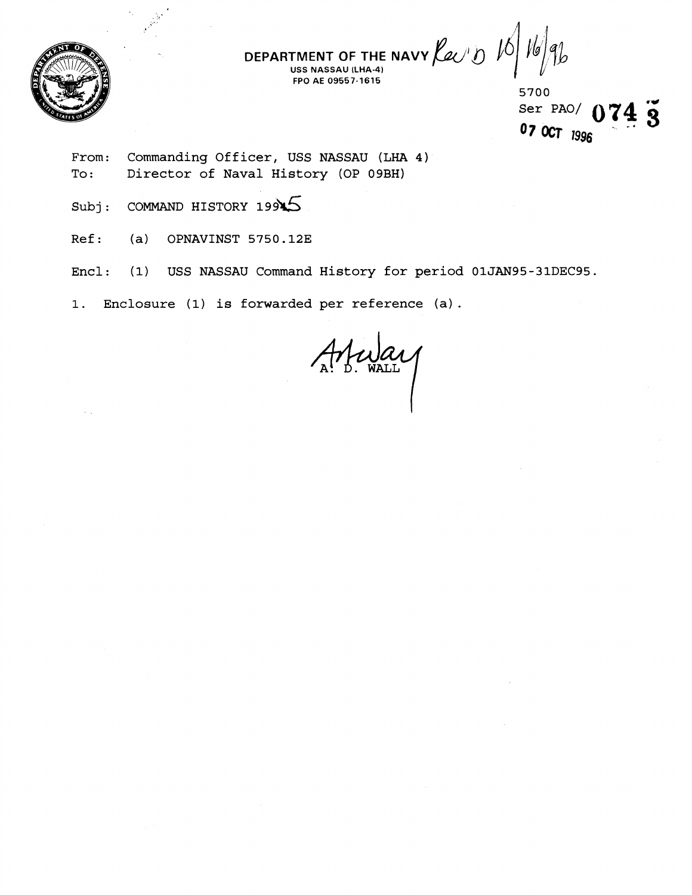DEPARTMENT OF THE NAVY Rec'd 10/16/96

USS NASSAU (LHA-4)
FPO AE 09557-1615

5700
Ser PAO/ 0743
07 OCT 1996

From: Commanding Officer, USS NASSAU (LHA 4)
To: Director of Naval History (OP 09BH)

Subj: COMMAND HISTORY 1995

Ref: (a) OPNAVINST 5750.12E

Encl: (1) USS NASSAU Command History for period 01JAN95-31DEC95.

1. Enclosure (1) is forwarded per reference (a).

A. D. WALL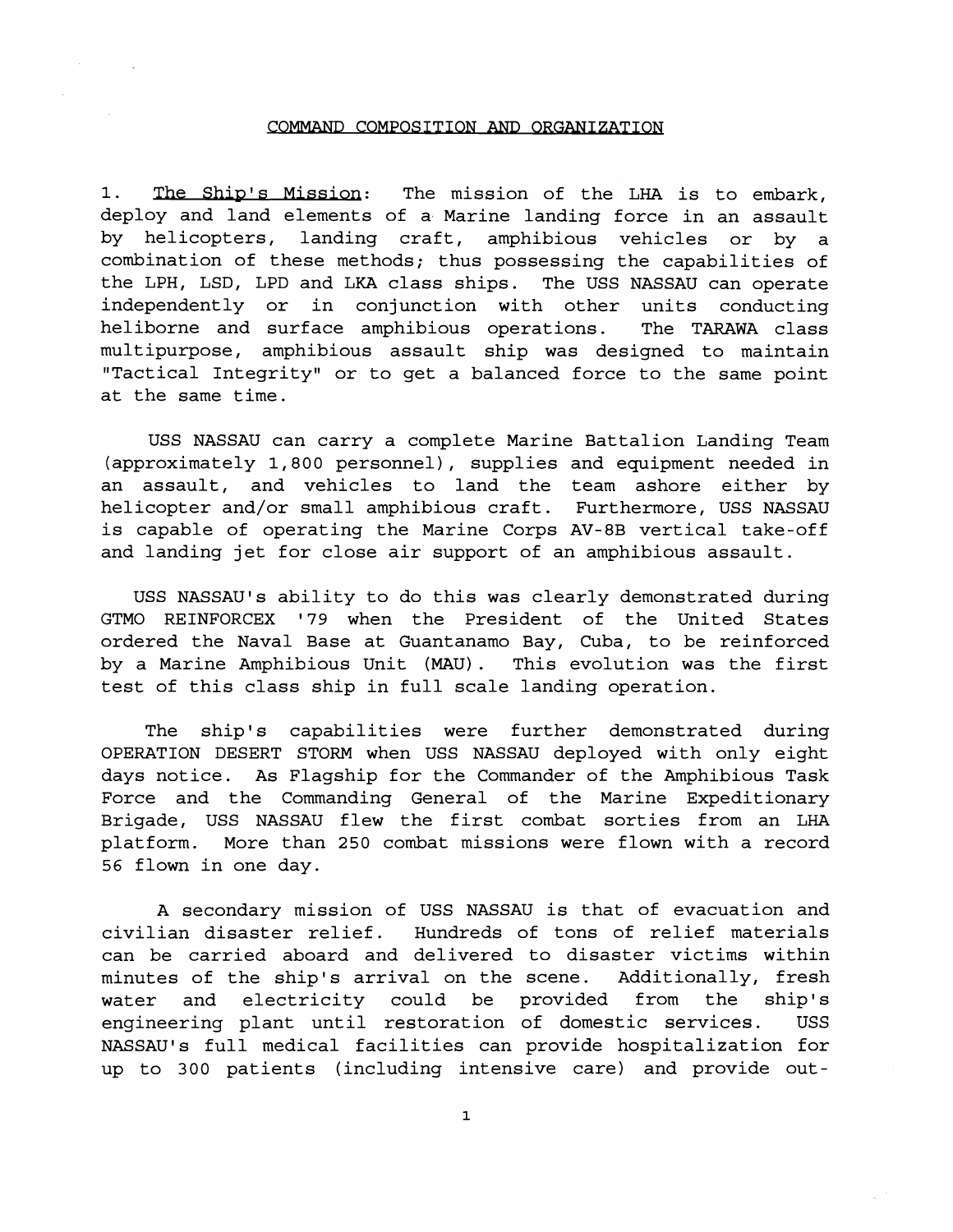## COMMAND COMPOSITION AND ORGANIZATION

1. The Ship's Mission: The mission of the LHA is to embark, deploy and land elements of a Marine landing force in an assault by helicopters, landing craft, amphibious vehicles or by a combination of these methods; thus possessing the capabilities of the LPH, LSD, LPD and LKA class ships. The USS NASSAU can operate independently or in conjunction with other units conducting heliborne and surface amphibious operations. The TARAWA class multipurpose, amphibious assault ship was designed to maintain "Tactical Integrity" or to get a balanced force to the same point at the same time.

USS NASSAU can carry a complete Marine Battalion Landing Team (approximately 1,800 personnel), supplies and equipment needed in an assault, and vehicles to land the team ashore either by helicopter and/or small amphibious craft. Furthermore, USS NASSAU is capable of operating the Marine Corps AV-8B vertical take-off and landing jet for close air support of an amphibious assault.

USS NASSAU's ability to do this was clearly demonstrated during GTMO REINFORCEX '79 when the President of the United States ordered the Naval Base at Guantanamo Bay, Cuba, to be reinforced by a Marine Amphibious Unit (MAU). This evolution was the first test of this class ship in full scale landing operation.

The ship's capabilities were further demonstrated during OPERATION DESERT STORM when USS NASSAU deployed with only eight days notice. As Flagship for the Commander of the Amphibious Task Force and the Commanding General of the Marine Expeditionary Brigade, USS NASSAU flew the first combat sorties from an LHA platform. More than 250 combat missions were flown with a record 56 flown in one day.

A secondary mission of USS NASSAU is that of evacuation and civilian disaster relief. Hundreds of tons of relief materials can be carried aboard and delivered to disaster victims within minutes of the ship's arrival on the scene. Additionally, fresh water and electricity could be provided from the ship's engineering plant until restoration of domestic services. USS NASSAU's full medical facilities can provide hospitalization for up to 300 patients (including intensive care) and provide out-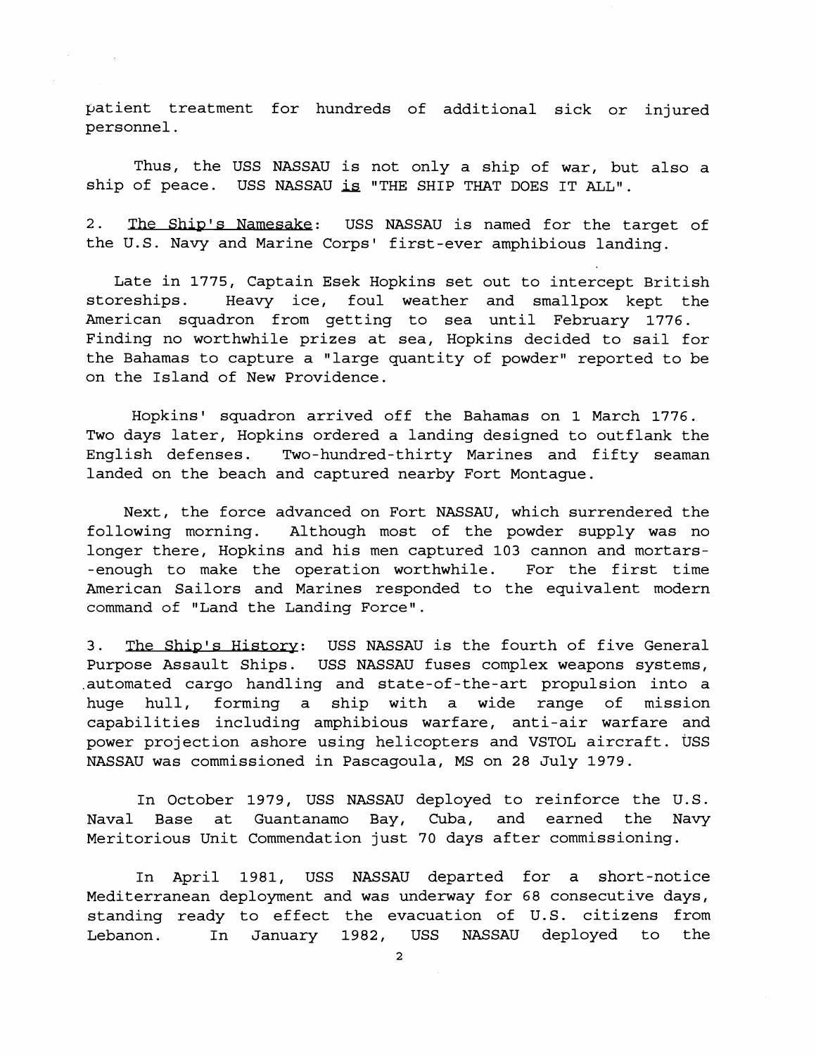patient treatment for hundreds of additional sick or injured personnel.

Thus, the USS NASSAU is not only a ship of war, but also a ship of peace. USS NASSAU is "THE SHIP THAT DOES IT ALL".

2. The Ship's Namesake: USS NASSAU is named for the target of the U.S. Navy and Marine Corps' first-ever amphibious landing.

Late in 1775, Captain Esek Hopkins set out to intercept British storeships. Heavy ice, foul weather and smallpox kept the American squadron from getting to sea until February 1776. Finding no worthwhile prizes at sea, Hopkins decided to sail for the Bahamas to capture a "large quantity of powder" reported to be on the Island of New Providence.

Hopkins' squadron arrived off the Bahamas on 1 March 1776. Two days later, Hopkins ordered a landing designed to outflank the English defenses. Two-hundred-thirty Marines and fifty seaman landed on the beach and captured nearby Fort Montague.

Next, the force advanced on Fort NASSAU, which surrendered the following morning. Although most of the powder supply was no longer there, Hopkins and his men captured 103 cannon and mortars--enough to make the operation worthwhile. For the first time American Sailors and Marines responded to the equivalent modern command of "Land the Landing Force".

3. The Ship's History: USS NASSAU is the fourth of five General Purpose Assault Ships. USS NASSAU fuses complex weapons systems, automated cargo handling and state-of-the-art propulsion into a huge hull, forming a ship with a wide range of mission capabilities including amphibious warfare, anti-air warfare and power projection ashore using helicopters and VSTOL aircraft. USS NASSAU was commissioned in Pascagoula, MS on 28 July 1979.

In October 1979, USS NASSAU deployed to reinforce the U.S. Naval Base at Guantanamo Bay, Cuba, and earned the Navy Meritorious Unit Commendation just 70 days after commissioning.

In April 1981, USS NASSAU departed for a short-notice Mediterranean deployment and was underway for 68 consecutive days, standing ready to effect the evacuation of U.S. citizens from Lebanon. In January 1982, USS NASSAU deployed to the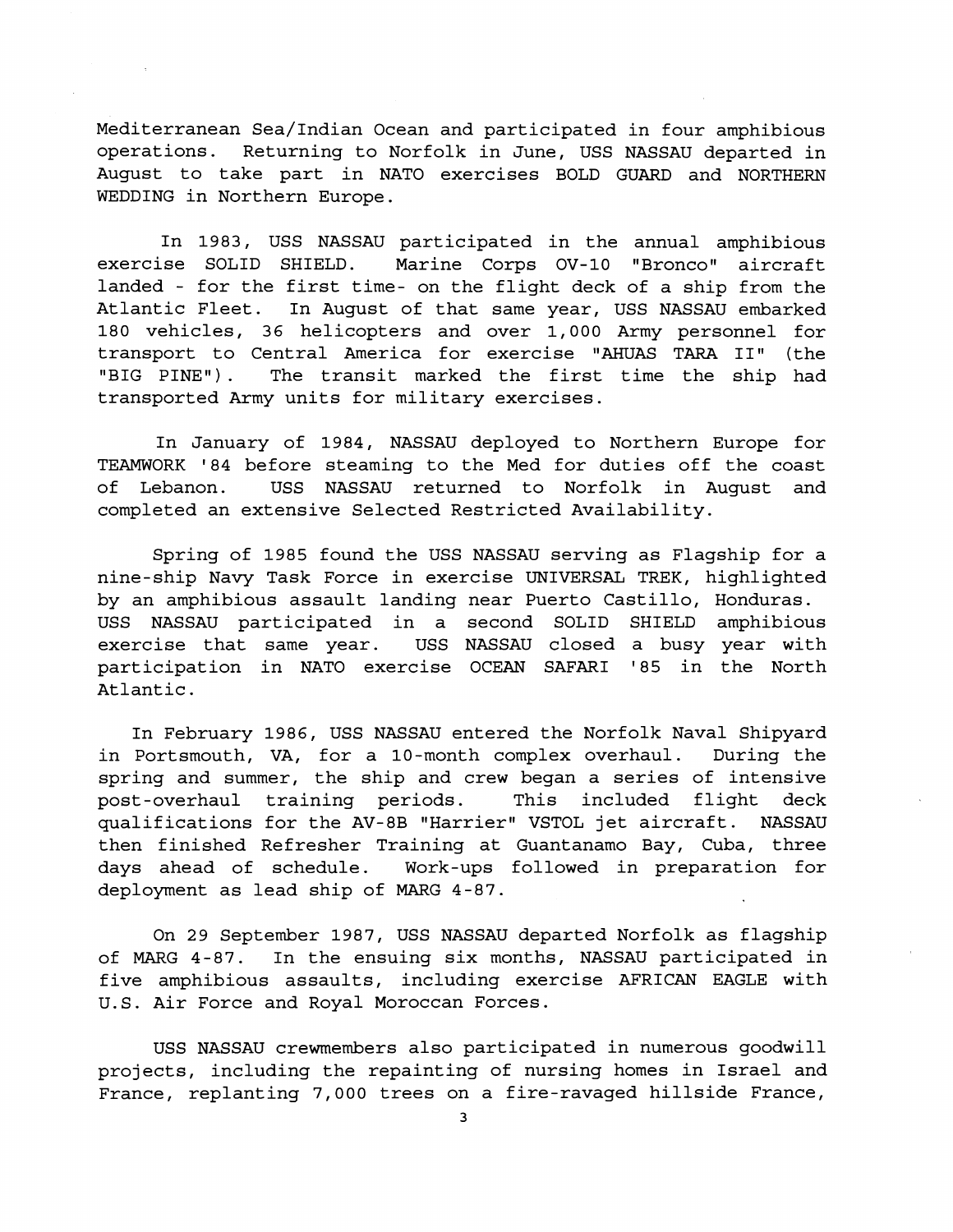Mediterranean Sea/Indian Ocean and participated in four amphibious operations. Returning to Norfolk in June, USS NASSAU departed in August to take part in NATO exercises BOLD GUARD and NORTHERN WEDDING in Northern Europe.

In 1983, USS NASSAU participated in the annual amphibious exercise SOLID SHIELD. Marine Corps OV-10 "Bronco" aircraft landed - for the first time- on the flight deck of a ship from the Atlantic Fleet. In August of that same year, USS NASSAU embarked 180 vehicles, 36 helicopters and over 1,000 Army personnel for transport to Central America for exercise "AHUAS TARA II" (the "BIG PINE"). The transit marked the first time the ship had transported Army units for military exercises.

In January of 1984, NASSAU deployed to Northern Europe for TEAMWORK '84 before steaming to the Med for duties off the coast of Lebanon. USS NASSAU returned to Norfolk in August and completed an extensive Selected Restricted Availability.

Spring of 1985 found the USS NASSAU serving as Flagship for a nine-ship Navy Task Force in exercise UNIVERSAL TREK, highlighted by an amphibious assault landing near Puerto Castillo, Honduras. USS NASSAU participated in a second SOLID SHIELD amphibious exercise that same year. USS NASSAU closed a busy year with participation in NATO exercise OCEAN SAFARI '85 in the North Atlantic.

In February 1986, USS NASSAU entered the Norfolk Naval Shipyard in Portsmouth, VA, for a 10-month complex overhaul. During the spring and summer, the ship and crew began a series of intensive post-overhaul training periods. This included flight deck qualifications for the AV-8B "Harrier" VSTOL jet aircraft. NASSAU then finished Refresher Training at Guantanamo Bay, Cuba, three days ahead of schedule. Work-ups followed in preparation for deployment as lead ship of MARG 4-87.

On 29 September 1987, USS NASSAU departed Norfolk as flagship of MARG 4-87. In the ensuing six months, NASSAU participated in five amphibious assaults, including exercise AFRICAN EAGLE with U.S. Air Force and Royal Moroccan Forces.

USS NASSAU crewmembers also participated in numerous goodwill projects, including the repainting of nursing homes in Israel and France, replanting 7,000 trees on a fire-ravaged hillside France,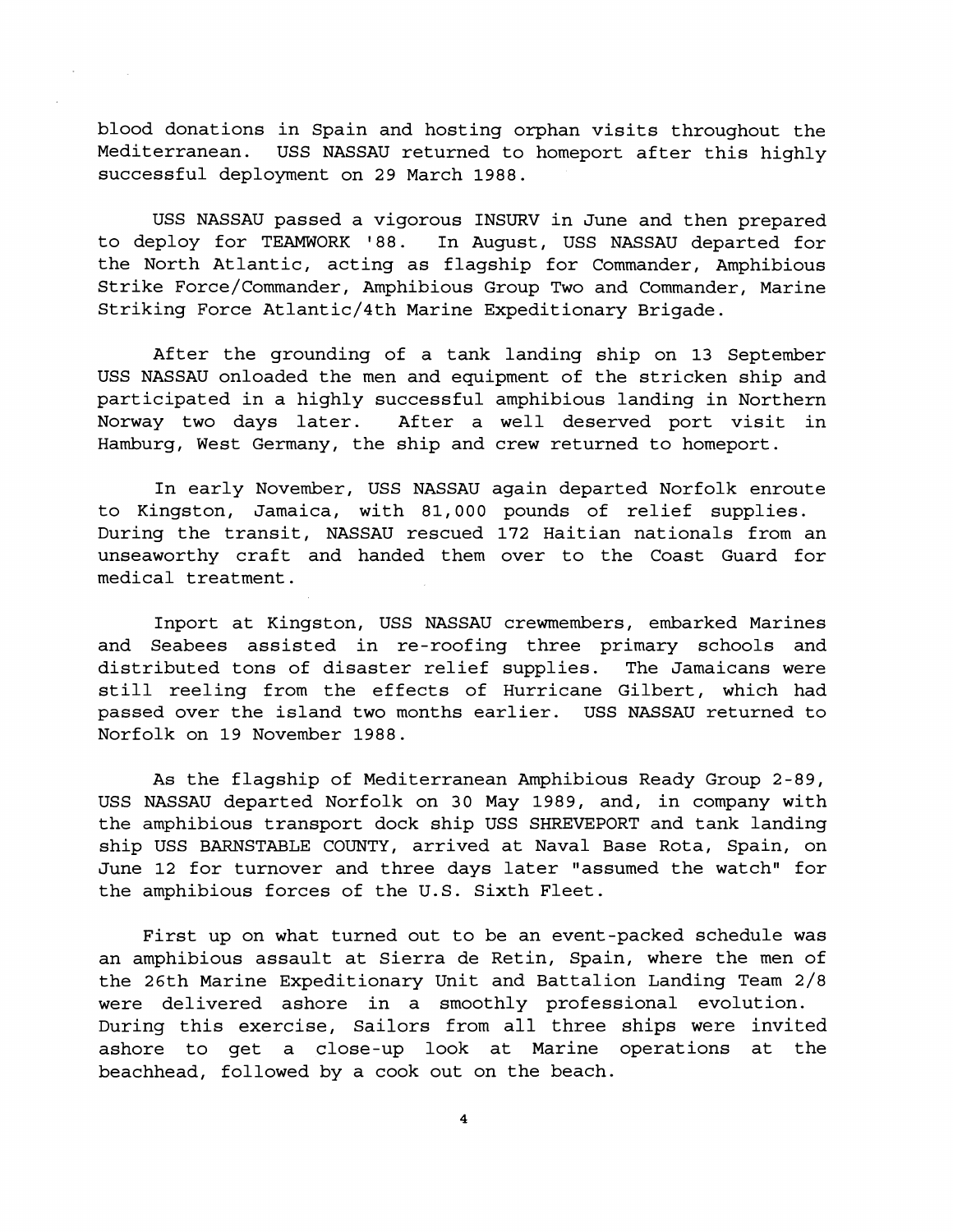blood donations in Spain and hosting orphan visits throughout the Mediterranean. USS NASSAU returned to homeport after this highly successful deployment on 29 March 1988.

USS NASSAU passed a vigorous INSURV in June and then prepared to deploy for TEAMWORK '88. In August, USS NASSAU departed for the North Atlantic, acting as flagship for Commander, Amphibious Strike Force/Commander, Amphibious Group Two and Commander, Marine Striking Force Atlantic/4th Marine Expeditionary Brigade.

After the grounding of a tank landing ship on 13 September USS NASSAU onloaded the men and equipment of the stricken ship and participated in a highly successful amphibious landing in Northern Norway two days later. After a well deserved port visit in Hamburg, West Germany, the ship and crew returned to homeport.

In early November, USS NASSAU again departed Norfolk enroute to Kingston, Jamaica, with 81,000 pounds of relief supplies. During the transit, NASSAU rescued 172 Haitian nationals from an unseaworthy craft and handed them over to the Coast Guard for medical treatment.

Inport at Kingston, USS NASSAU crewmembers, embarked Marines and Seabees assisted in re-roofing three primary schools and distributed tons of disaster relief supplies. The Jamaicans were still reeling from the effects of Hurricane Gilbert, which had passed over the island two months earlier. USS NASSAU returned to Norfolk on 19 November 1988.

As the flagship of Mediterranean Amphibious Ready Group 2-89, USS NASSAU departed Norfolk on 30 May 1989, and, in company with the amphibious transport dock ship USS SHREVEPORT and tank landing ship USS BARNSTABLE COUNTY, arrived at Naval Base Rota, Spain, on June 12 for turnover and three days later "assumed the watch" for the amphibious forces of the U.S. Sixth Fleet.

First up on what turned out to be an event-packed schedule was an amphibious assault at Sierra de Retin, Spain, where the men of the 26th Marine Expeditionary Unit and Battalion Landing Team 2/8 were delivered ashore in a smoothly professional evolution. During this exercise, Sailors from all three ships were invited ashore to get a close-up look at Marine operations at the beachhead, followed by a cook out on the beach.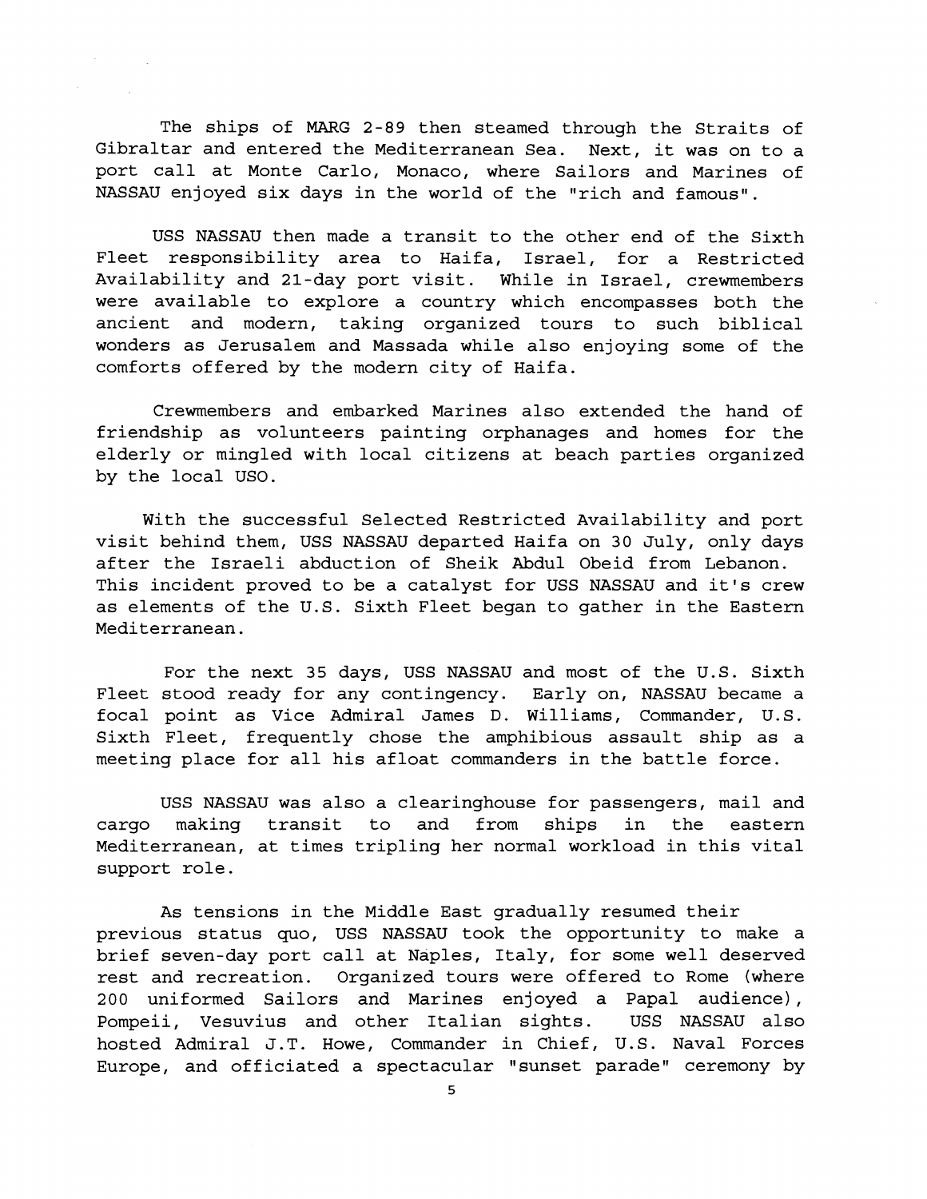The ships of MARG 2-89 then steamed through the Straits of Gibraltar and entered the Mediterranean Sea. Next, it was on to a port call at Monte Carlo, Monaco, where Sailors and Marines of NASSAU enjoyed six days in the world of the "rich and famous".

USS NASSAU then made a transit to the other end of the Sixth Fleet responsibility area to Haifa, Israel, for a Restricted Availability and 21-day port visit. While in Israel, crewmembers were available to explore a country which encompasses both the ancient and modern, taking organized tours to such biblical wonders as Jerusalem and Massada while also enjoying some of the comforts offered by the modern city of Haifa.

Crewmembers and embarked Marines also extended the hand of friendship as volunteers painting orphanages and homes for the elderly or mingled with local citizens at beach parties organized by the local USO.

With the successful Selected Restricted Availability and port visit behind them, USS NASSAU departed Haifa on 30 July, only days after the Israeli abduction of Sheik Abdul Obeid from Lebanon. This incident proved to be a catalyst for USS NASSAU and it's crew as elements of the U.S. Sixth Fleet began to gather in the Eastern Mediterranean.

For the next 35 days, USS NASSAU and most of the U.S. Sixth Fleet stood ready for any contingency. Early on, NASSAU became a focal point as Vice Admiral James D. Williams, Commander, U.S. Sixth Fleet, frequently chose the amphibious assault ship as a meeting place for all his afloat commanders in the battle force.

USS NASSAU was also a clearinghouse for passengers, mail and cargo making transit to and from ships in the eastern Mediterranean, at times tripling her normal workload in this vital support role.

As tensions in the Middle East gradually resumed their previous status quo, USS NASSAU took the opportunity to make a brief seven-day port call at Naples, Italy, for some well deserved rest and recreation. Organized tours were offered to Rome (where 200 uniformed Sailors and Marines enjoyed a Papal audience), Pompeii, Vesuvius and other Italian sights. USS NASSAU also hosted Admiral J.T. Howe, Commander in Chief, U.S. Naval Forces Europe, and officiated a spectacular "sunset parade" ceremony by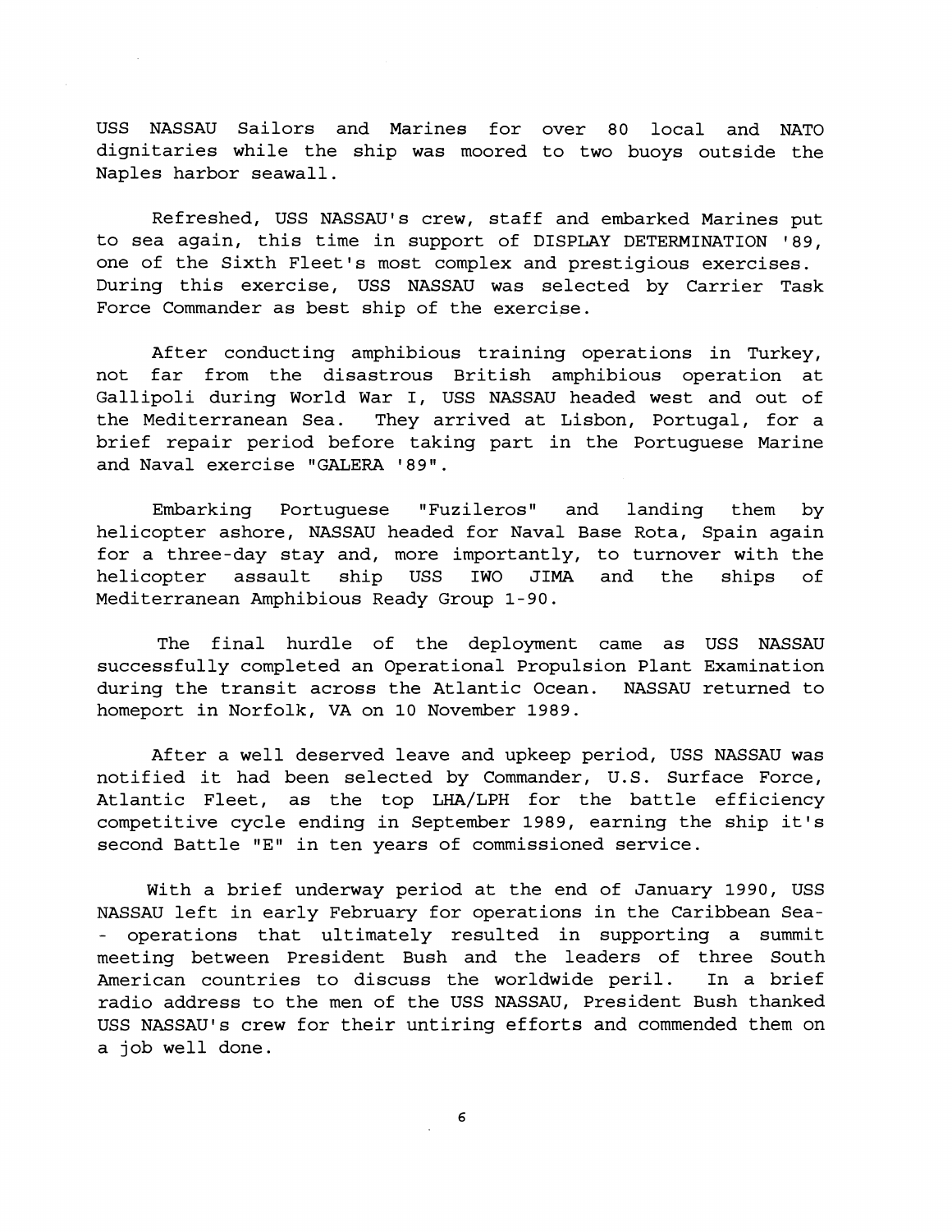USS NASSAU Sailors and Marines for over 80 local and NATO dignitaries while the ship was moored to two buoys outside the Naples harbor seawall.

Refreshed, USS NASSAU's crew, staff and embarked Marines put to sea again, this time in support of DISPLAY DETERMINATION '89, one of the Sixth Fleet's most complex and prestigious exercises. During this exercise, USS NASSAU was selected by Carrier Task Force Commander as best ship of the exercise.

After conducting amphibious training operations in Turkey, not far from the disastrous British amphibious operation at Gallipoli during World War I, USS NASSAU headed west and out of the Mediterranean Sea. They arrived at Lisbon, Portugal, for a brief repair period before taking part in the Portuguese Marine and Naval exercise "GALERA '89".

Embarking Portuguese "Fuzileros" and landing them by helicopter ashore, NASSAU headed for Naval Base Rota, Spain again for a three-day stay and, more importantly, to turnover with the helicopter assault ship USS IWO JIMA and the ships of Mediterranean Amphibious Ready Group 1-90.

The final hurdle of the deployment came as USS NASSAU successfully completed an Operational Propulsion Plant Examination during the transit across the Atlantic Ocean. NASSAU returned to homeport in Norfolk, VA on 10 November 1989.

After a well deserved leave and upkeep period, USS NASSAU was notified it had been selected by Commander, U.S. Surface Force, Atlantic Fleet, as the top LHA/LPH for the battle efficiency competitive cycle ending in September 1989, earning the ship it's second Battle "E" in ten years of commissioned service.

With a brief underway period at the end of January 1990, USS NASSAU left in early February for operations in the Caribbean Sea-- operations that ultimately resulted in supporting a summit meeting between President Bush and the leaders of three South American countries to discuss the worldwide peril. In a brief radio address to the men of the USS NASSAU, President Bush thanked USS NASSAU's crew for their untiring efforts and commended them on a job well done.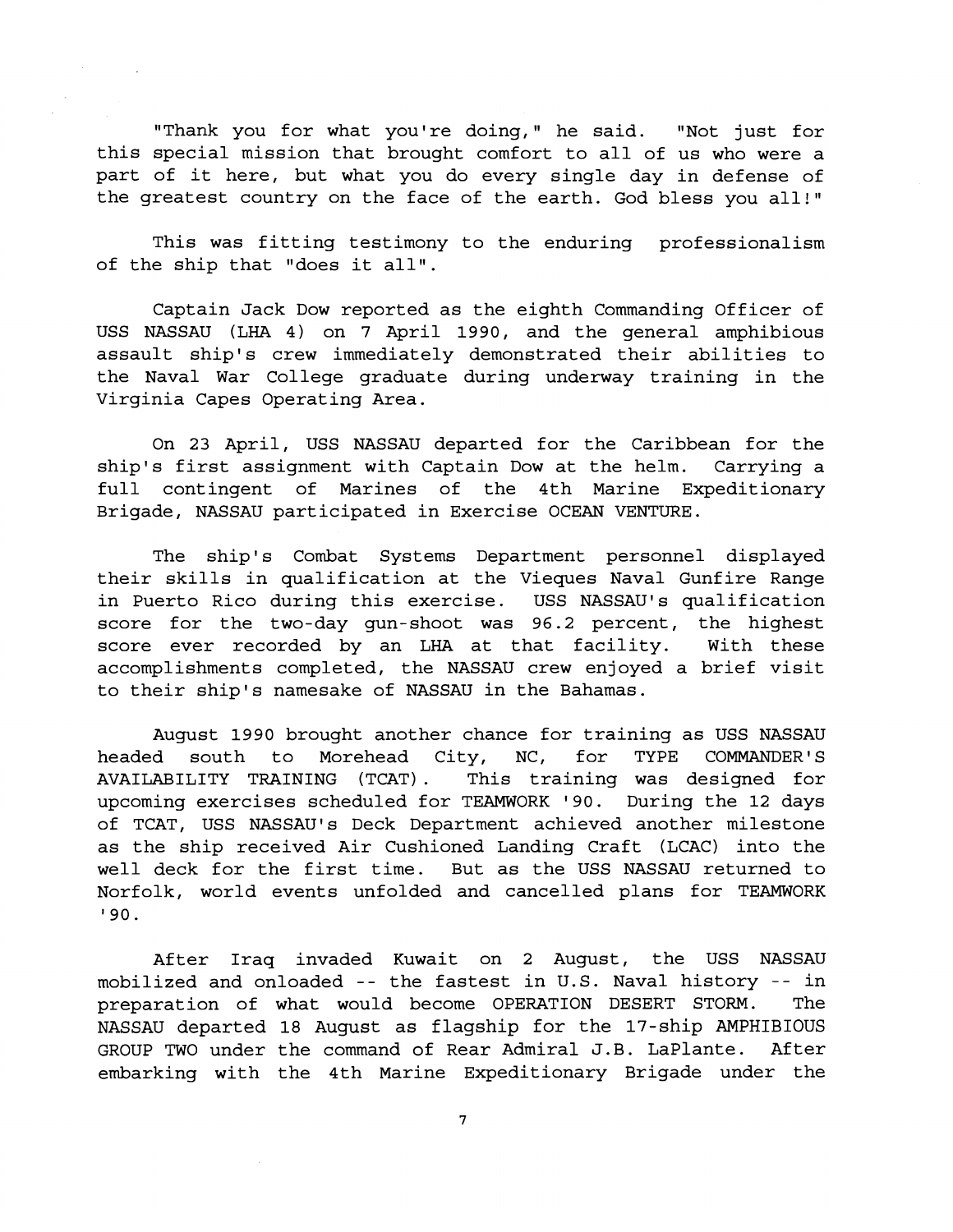"Thank you for what you're doing," he said. "Not just for this special mission that brought comfort to all of us who were a part of it here, but what you do every single day in defense of the greatest country on the face of the earth. God bless you all!"

This was fitting testimony to the enduring professionalism of the ship that "does it all".

Captain Jack Dow reported as the eighth Commanding Officer of USS NASSAU (LHA 4) on 7 April 1990, and the general amphibious assault ship's crew immediately demonstrated their abilities to the Naval War College graduate during underway training in the Virginia Capes Operating Area.

On 23 April, USS NASSAU departed for the Caribbean for the ship's first assignment with Captain Dow at the helm. Carrying a full contingent of Marines of the 4th Marine Expeditionary Brigade, NASSAU participated in Exercise OCEAN VENTURE.

The ship's Combat Systems Department personnel displayed their skills in qualification at the Vieques Naval Gunfire Range in Puerto Rico during this exercise. USS NASSAU's qualification score for the two-day gun-shoot was 96.2 percent, the highest score ever recorded by an LHA at that facility. With these accomplishments completed, the NASSAU crew enjoyed a brief visit to their ship's namesake of NASSAU in the Bahamas.

August 1990 brought another chance for training as USS NASSAU headed south to Morehead City, NC, for TYPE COMMANDER'S AVAILABILITY TRAINING (TCAT). This training was designed for upcoming exercises scheduled for TEAMWORK '90. During the 12 days of TCAT, USS NASSAU's Deck Department achieved another milestone as the ship received Air Cushioned Landing Craft (LCAC) into the well deck for the first time. But as the USS NASSAU returned to Norfolk, world events unfolded and cancelled plans for TEAMWORK '90.

After Iraq invaded Kuwait on 2 August, the USS NASSAU mobilized and onloaded -- the fastest in U.S. Naval history -- in preparation of what would become OPERATION DESERT STORM. The NASSAU departed 18 August as flagship for the 17-ship AMPHIBIOUS GROUP TWO under the command of Rear Admiral J.B. LaPlante. After embarking with the 4th Marine Expeditionary Brigade under the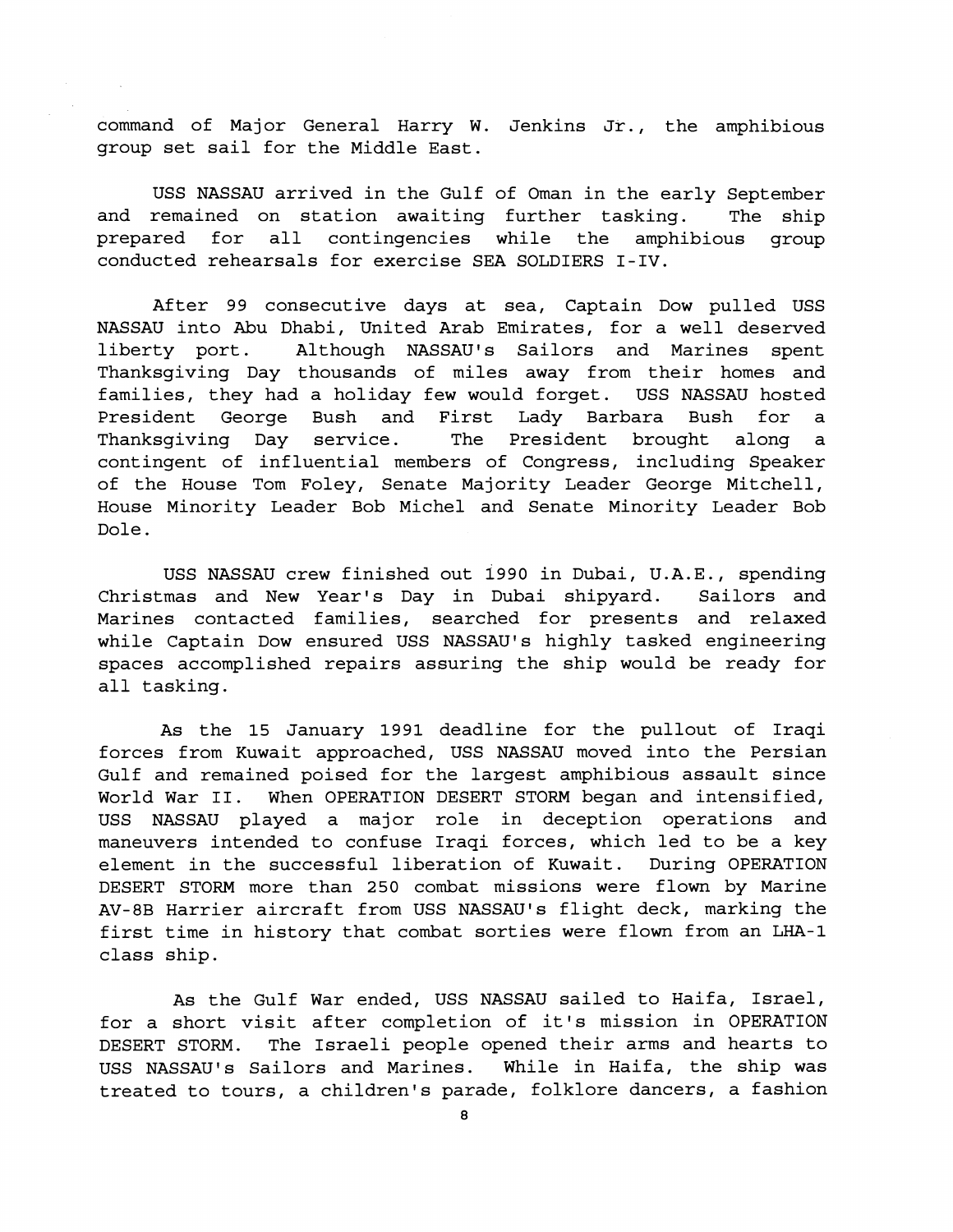command of Major General Harry W. Jenkins Jr., the amphibious group set sail for the Middle East.

USS NASSAU arrived in the Gulf of Oman in the early September and remained on station awaiting further tasking. The ship prepared for all contingencies while the amphibious group conducted rehearsals for exercise SEA SOLDIERS I-IV.

After 99 consecutive days at sea, Captain Dow pulled USS NASSAU into Abu Dhabi, United Arab Emirates, for a well deserved liberty port. Although NASSAU's Sailors and Marines spent Thanksgiving Day thousands of miles away from their homes and families, they had a holiday few would forget. USS NASSAU hosted President George Bush and First Lady Barbara Bush for a Thanksgiving Day service. The President brought along a contingent of influential members of Congress, including Speaker of the House Tom Foley, Senate Majority Leader George Mitchell, House Minority Leader Bob Michel and Senate Minority Leader Bob Dole.

USS NASSAU crew finished out 1990 in Dubai, U.A.E., spending Christmas and New Year's Day in Dubai shipyard. Sailors and Marines contacted families, searched for presents and relaxed while Captain Dow ensured USS NASSAU's highly tasked engineering spaces accomplished repairs assuring the ship would be ready for all tasking.

As the 15 January 1991 deadline for the pullout of Iraqi forces from Kuwait approached, USS NASSAU moved into the Persian Gulf and remained poised for the largest amphibious assault since World War II. When OPERATION DESERT STORM began and intensified, USS NASSAU played a major role in deception operations and maneuvers intended to confuse Iraqi forces, which led to be a key element in the successful liberation of Kuwait. During OPERATION DESERT STORM more than 250 combat missions were flown by Marine AV-8B Harrier aircraft from USS NASSAU's flight deck, marking the first time in history that combat sorties were flown from an LHA-1 class ship.

As the Gulf War ended, USS NASSAU sailed to Haifa, Israel, for a short visit after completion of it's mission in OPERATION DESERT STORM. The Israeli people opened their arms and hearts to USS NASSAU's Sailors and Marines. While in Haifa, the ship was treated to tours, a children's parade, folklore dancers, a fashion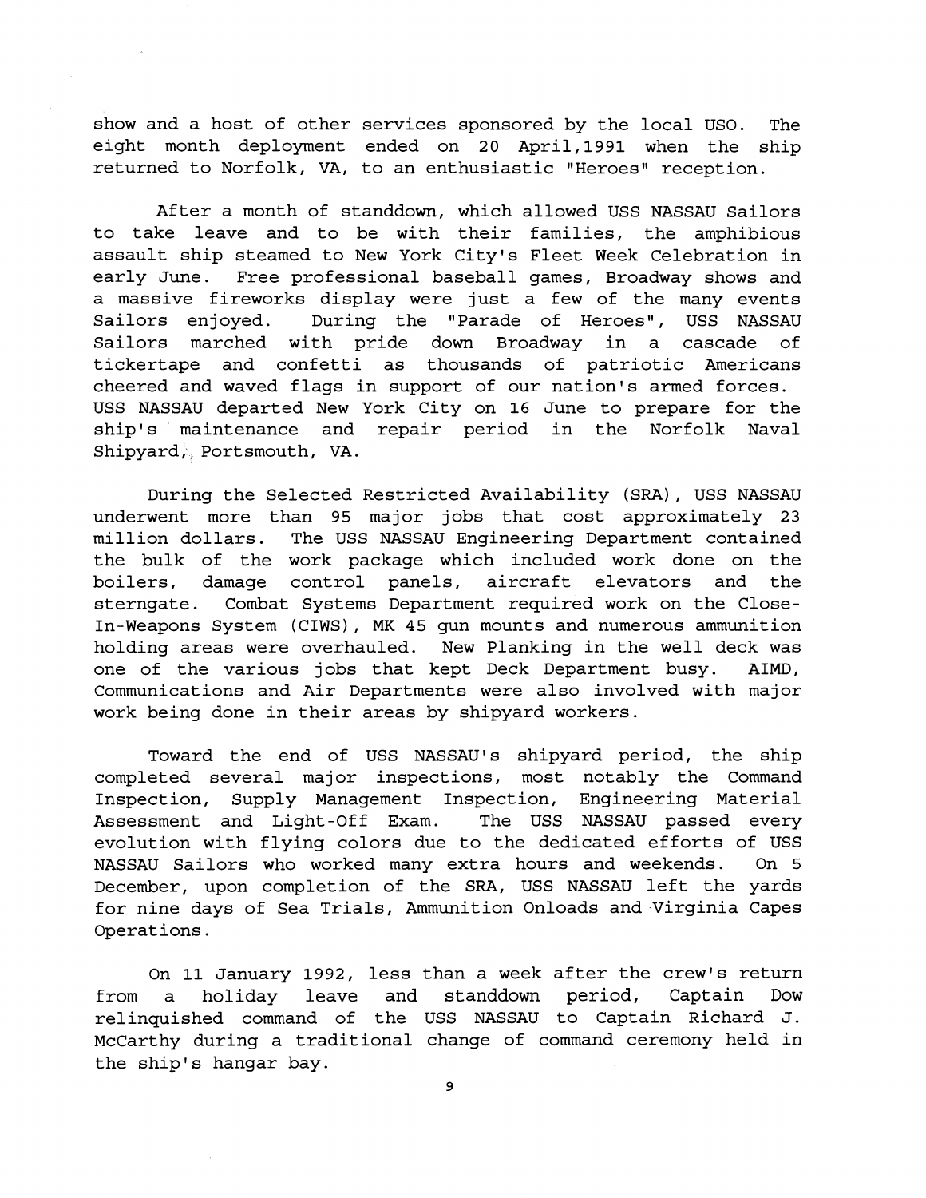show and a host of other services sponsored by the local USO. The eight month deployment ended on 20 April,1991 when the ship returned to Norfolk, VA, to an enthusiastic "Heroes" reception.

After a month of standdown, which allowed USS NASSAU Sailors to take leave and to be with their families, the amphibious assault ship steamed to New York City's Fleet Week Celebration in early June. Free professional baseball games, Broadway shows and a massive fireworks display were just a few of the many events Sailors enjoyed. During the "Parade of Heroes", USS NASSAU Sailors marched with pride down Broadway in a cascade of tickertape and confetti as thousands of patriotic Americans cheered and waved flags in support of our nation's armed forces. USS NASSAU departed New York City on 16 June to prepare for the ship's maintenance and repair period in the Norfolk Naval Shipyard, Portsmouth, VA.

During the Selected Restricted Availability (SRA), USS NASSAU underwent more than 95 major jobs that cost approximately 23 million dollars. The USS NASSAU Engineering Department contained the bulk of the work package which included work done on the boilers, damage control panels, aircraft elevators and the sterngate. Combat Systems Department required work on the Close-In-Weapons System (CIWS), MK 45 gun mounts and numerous ammunition holding areas were overhauled. New Planking in the well deck was one of the various jobs that kept Deck Department busy. AIMD, Communications and Air Departments were also involved with major work being done in their areas by shipyard workers.

Toward the end of USS NASSAU's shipyard period, the ship completed several major inspections, most notably the Command Inspection, Supply Management Inspection, Engineering Material Assessment and Light-Off Exam. The USS NASSAU passed every evolution with flying colors due to the dedicated efforts of USS NASSAU Sailors who worked many extra hours and weekends. On 5 December, upon completion of the SRA, USS NASSAU left the yards for nine days of Sea Trials, Ammunition Onloads and Virginia Capes Operations.

On 11 January 1992, less than a week after the crew's return from a holiday leave and standdown period, Captain Dow relinquished command of the USS NASSAU to Captain Richard J. McCarthy during a traditional change of command ceremony held in the ship's hangar bay.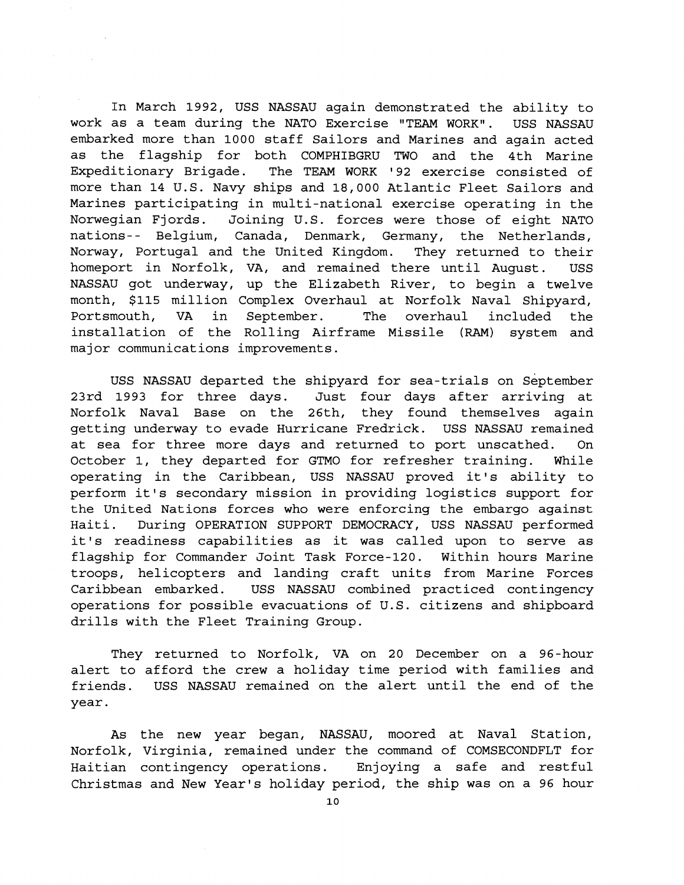In March 1992, USS NASSAU again demonstrated the ability to work as a team during the NATO Exercise "TEAM WORK". USS NASSAU embarked more than 1000 staff Sailors and Marines and again acted as the flagship for both COMPHIBGRU TWO and the 4th Marine Expeditionary Brigade. The TEAM WORK '92 exercise consisted of more than 14 U.S. Navy ships and 18,000 Atlantic Fleet Sailors and Marines participating in multi-national exercise operating in the Norwegian Fjords. Joining U.S. forces were those of eight NATO nations-- Belgium, Canada, Denmark, Germany, the Netherlands, Norway, Portugal and the United Kingdom. They returned to their homeport in Norfolk, VA, and remained there until August. USS NASSAU got underway, up the Elizabeth River, to begin a twelve month, $115 million Complex Overhaul at Norfolk Naval Shipyard, Portsmouth, VA in September. The overhaul included the installation of the Rolling Airframe Missile (RAM) system and major communications improvements.

USS NASSAU departed the shipyard for sea-trials on September 23rd 1993 for three days. Just four days after arriving at Norfolk Naval Base on the 26th, they found themselves again getting underway to evade Hurricane Fredrick. USS NASSAU remained at sea for three more days and returned to port unscathed. On October 1, they departed for GTMO for refresher training. While operating in the Caribbean, USS NASSAU proved it's ability to perform it's secondary mission in providing logistics support for the United Nations forces who were enforcing the embargo against Haiti. During OPERATION SUPPORT DEMOCRACY, USS NASSAU performed it's readiness capabilities as it was called upon to serve as flagship for Commander Joint Task Force-120. Within hours Marine troops, helicopters and landing craft units from Marine Forces Caribbean embarked. USS NASSAU combined practiced contingency operations for possible evacuations of U.S. citizens and shipboard drills with the Fleet Training Group.

They returned to Norfolk, VA on 20 December on a 96-hour alert to afford the crew a holiday time period with families and friends. USS NASSAU remained on the alert until the end of the year.

As the new year began, NASSAU, moored at Naval Station, Norfolk, Virginia, remained under the command of COMSECONDFLT for Haitian contingency operations. Enjoying a safe and restful Christmas and New Year's holiday period, the ship was on a 96 hour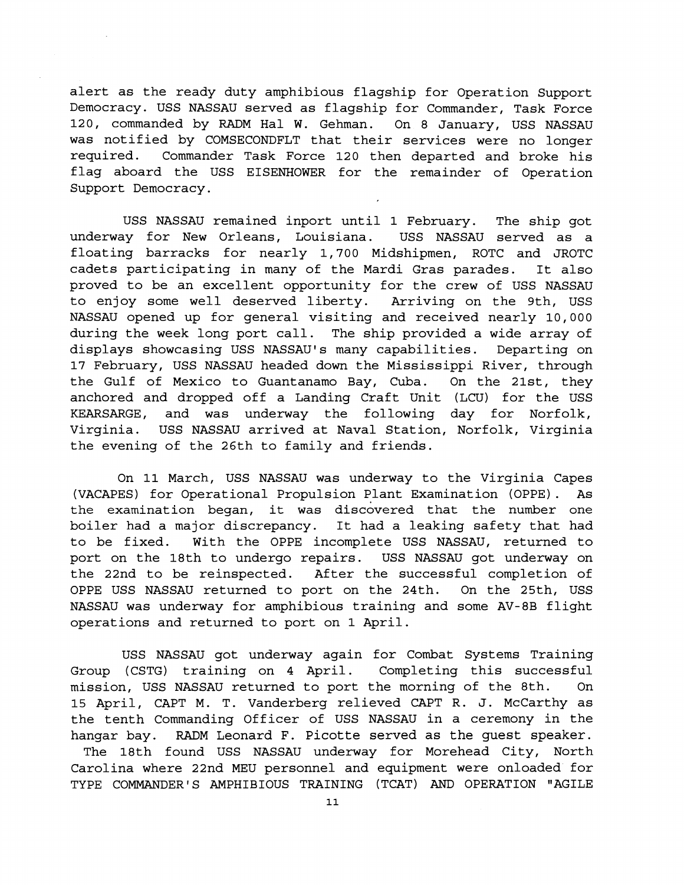alert as the ready duty amphibious flagship for Operation Support Democracy. USS NASSAU served as flagship for Commander, Task Force 120, commanded by RADM Hal W. Gehman. On 8 January, USS NASSAU was notified by COMSECONDFLT that their services were no longer required. Commander Task Force 120 then departed and broke his flag aboard the USS EISENHOWER for the remainder of Operation Support Democracy.

USS NASSAU remained inport until 1 February. The ship got underway for New Orleans, Louisiana. USS NASSAU served as a floating barracks for nearly 1,700 Midshipmen, ROTC and JROTC cadets participating in many of the Mardi Gras parades. It also proved to be an excellent opportunity for the crew of USS NASSAU to enjoy some well deserved liberty. Arriving on the 9th, USS NASSAU opened up for general visiting and received nearly 10,000 during the week long port call. The ship provided a wide array of displays showcasing USS NASSAU's many capabilities. Departing on 17 February, USS NASSAU headed down the Mississippi River, through the Gulf of Mexico to Guantanamo Bay, Cuba. On the 21st, they anchored and dropped off a Landing Craft Unit (LCU) for the USS KEARSARGE, and was underway the following day for Norfolk, Virginia. USS NASSAU arrived at Naval Station, Norfolk, Virginia the evening of the 26th to family and friends.

On 11 March, USS NASSAU was underway to the Virginia Capes (VACAPES) for Operational Propulsion Plant Examination (OPPE). As the examination began, it was discovered that the number one boiler had a major discrepancy. It had a leaking safety that had to be fixed. With the OPPE incomplete USS NASSAU, returned to port on the 18th to undergo repairs. USS NASSAU got underway on the 22nd to be reinspected. After the successful completion of OPPE USS NASSAU returned to port on the 24th. On the 25th, USS NASSAU was underway for amphibious training and some AV-8B flight operations and returned to port on 1 April.

USS NASSAU got underway again for Combat Systems Training Group (CSTG) training on 4 April. Completing this successful mission, USS NASSAU returned to port the morning of the 8th. On 15 April, CAPT M. T. Vanderberg relieved CAPT R. J. McCarthy as the tenth Commanding Officer of USS NASSAU in a ceremony in the hangar bay. RADM Leonard F. Picotte served as the guest speaker. The 18th found USS NASSAU underway for Morehead City, North Carolina where 22nd MEU personnel and equipment were onloaded for TYPE COMMANDER'S AMPHIBIOUS TRAINING (TCAT) AND OPERATION "AGILE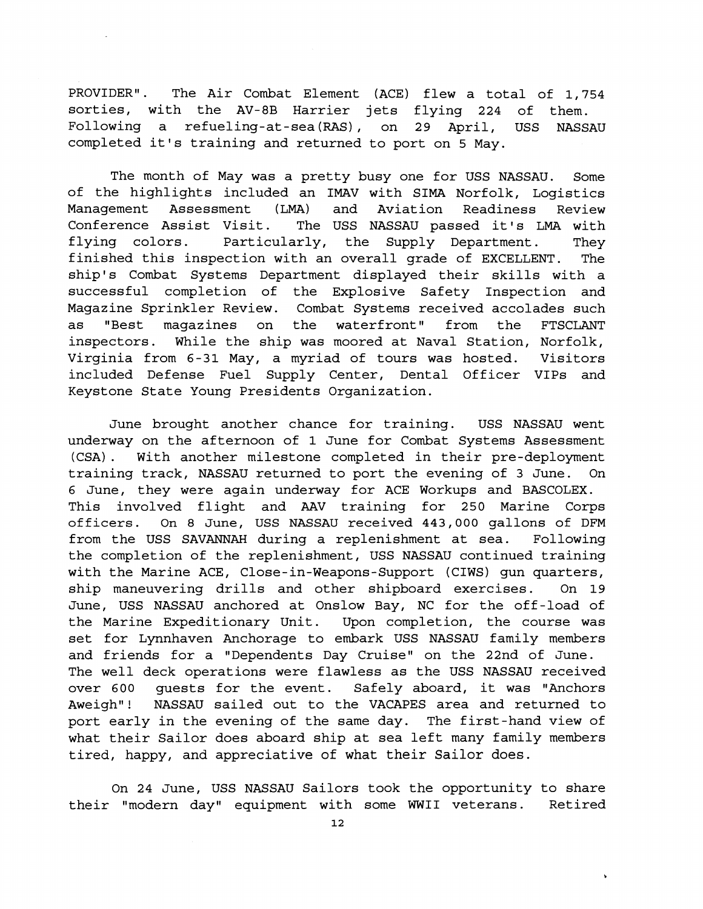PROVIDER". The Air Combat Element (ACE) flew a total of 1,754 sorties, with the AV-8B Harrier jets flying 224 of them. Following a refueling-at-sea(RAS), on 29 April, USS NASSAU completed it's training and returned to port on 5 May.

The month of May was a pretty busy one for USS NASSAU. Some of the highlights included an IMAV with SIMA Norfolk, Logistics Management Assessment (LMA) and Aviation Readiness Review Conference Assist Visit. The USS NASSAU passed it's LMA with flying colors. Particularly, the Supply Department. They finished this inspection with an overall grade of EXCELLENT. The ship's Combat Systems Department displayed their skills with a successful completion of the Explosive Safety Inspection and Magazine Sprinkler Review. Combat Systems received accolades such as "Best magazines on the waterfront" from the FTSCLANT inspectors. While the ship was moored at Naval Station, Norfolk, Virginia from 6-31 May, a myriad of tours was hosted. Visitors included Defense Fuel Supply Center, Dental Officer VIPs and Keystone State Young Presidents Organization.

June brought another chance for training. USS NASSAU went underway on the afternoon of 1 June for Combat Systems Assessment (CSA). With another milestone completed in their pre-deployment training track, NASSAU returned to port the evening of 3 June. On 6 June, they were again underway for ACE Workups and BASCOLEX. This involved flight and AAV training for 250 Marine Corps officers. On 8 June, USS NASSAU received 443,000 gallons of DFM from the USS SAVANNAH during a replenishment at sea. Following the completion of the replenishment, USS NASSAU continued training with the Marine ACE, Close-in-Weapons-Support (CIWS) gun quarters, ship maneuvering drills and other shipboard exercises. On 19 June, USS NASSAU anchored at Onslow Bay, NC for the off-load of the Marine Expeditionary Unit. Upon completion, the course was set for Lynnhaven Anchorage to embark USS NASSAU family members and friends for a "Dependents Day Cruise" on the 22nd of June. The well deck operations were flawless as the USS NASSAU received over 600 guests for the event. Safely aboard, it was "Anchors Aweigh"! NASSAU sailed out to the VACAPES area and returned to port early in the evening of the same day. The first-hand view of what their Sailor does aboard ship at sea left many family members tired, happy, and appreciative of what their Sailor does.

On 24 June, USS NASSAU Sailors took the opportunity to share their "modern day" equipment with some WWII veterans. Retired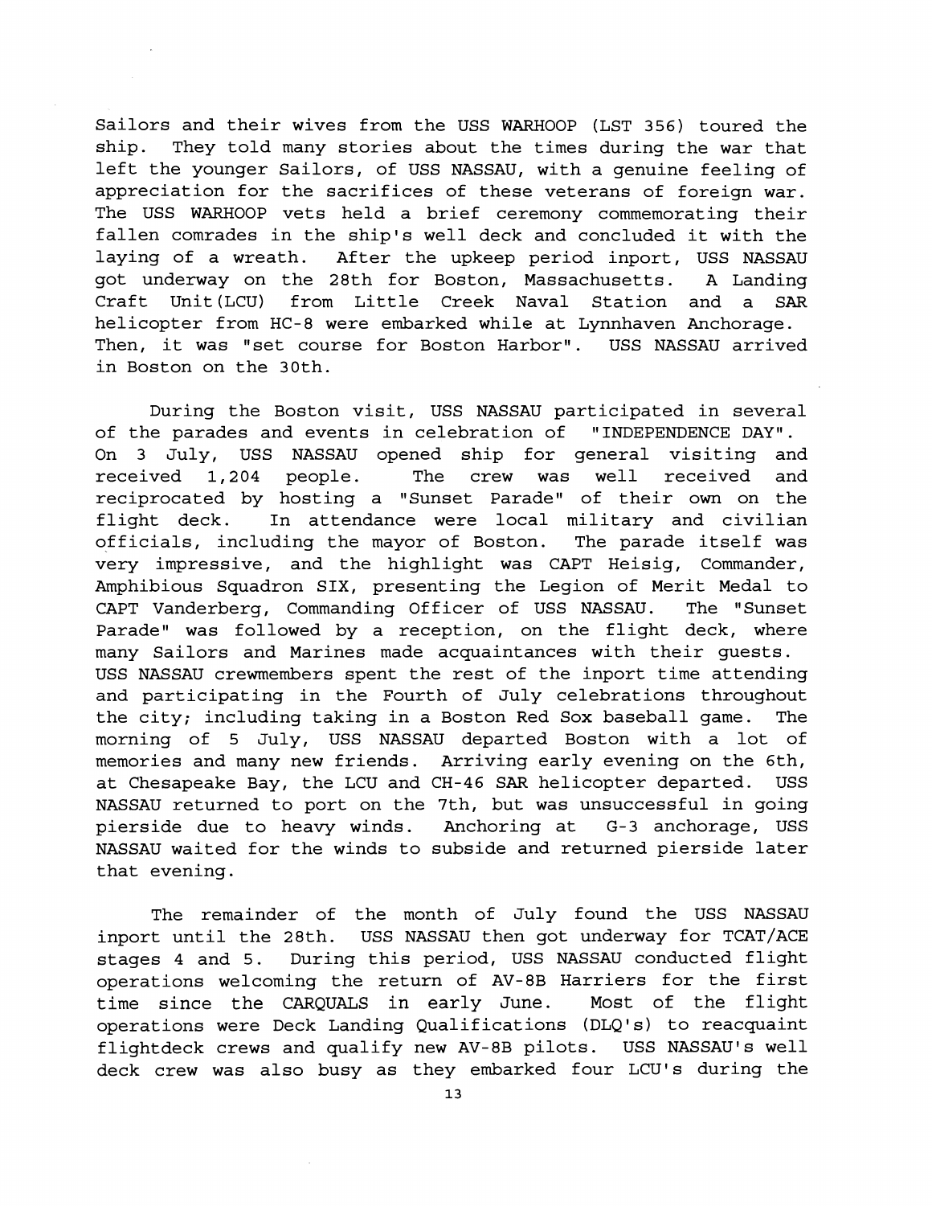Sailors and their wives from the USS WARHOOP (LST 356) toured the ship. They told many stories about the times during the war that left the younger Sailors, of USS NASSAU, with a genuine feeling of appreciation for the sacrifices of these veterans of foreign war. The USS WARHOOP vets held a brief ceremony commemorating their fallen comrades in the ship's well deck and concluded it with the laying of a wreath. After the upkeep period inport, USS NASSAU got underway on the 28th for Boston, Massachusetts. A Landing Craft Unit(LCU) from Little Creek Naval Station and a SAR helicopter from HC-8 were embarked while at Lynnhaven Anchorage. Then, it was "set course for Boston Harbor". USS NASSAU arrived in Boston on the 30th.

During the Boston visit, USS NASSAU participated in several of the parades and events in celebration of "INDEPENDENCE DAY". On 3 July, USS NASSAU opened ship for general visiting and received 1,204 people. The crew was well received and reciprocated by hosting a "Sunset Parade" of their own on the flight deck. In attendance were local military and civilian officials, including the mayor of Boston. The parade itself was very impressive, and the highlight was CAPT Heisig, Commander, Amphibious Squadron SIX, presenting the Legion of Merit Medal to CAPT Vanderberg, Commanding Officer of USS NASSAU. The "Sunset Parade" was followed by a reception, on the flight deck, where many Sailors and Marines made acquaintances with their guests. USS NASSAU crewmembers spent the rest of the inport time attending and participating in the Fourth of July celebrations throughout the city; including taking in a Boston Red Sox baseball game. The morning of 5 July, USS NASSAU departed Boston with a lot of memories and many new friends. Arriving early evening on the 6th, at Chesapeake Bay, the LCU and CH-46 SAR helicopter departed. USS NASSAU returned to port on the 7th, but was unsuccessful in going pierside due to heavy winds. Anchoring at G-3 anchorage, USS NASSAU waited for the winds to subside and returned pierside later that evening.

The remainder of the month of July found the USS NASSAU inport until the 28th. USS NASSAU then got underway for TCAT/ACE stages 4 and 5. During this period, USS NASSAU conducted flight operations welcoming the return of AV-8B Harriers for the first time since the CARQUALS in early June. Most of the flight operations were Deck Landing Qualifications (DLQ's) to reacquaint flightdeck crews and qualify new AV-8B pilots. USS NASSAU's well deck crew was also busy as they embarked four LCU's during the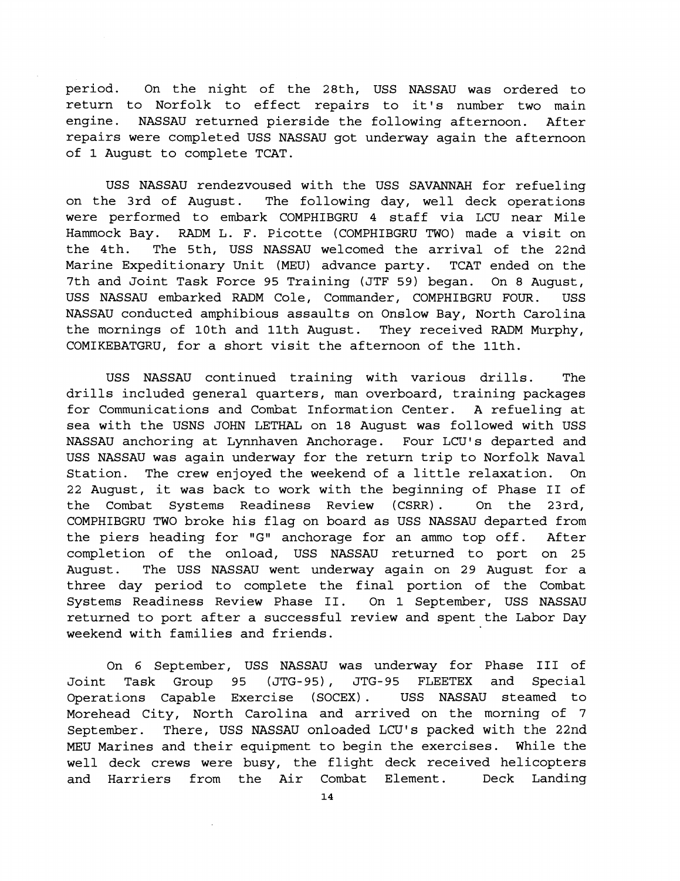period. On the night of the 28th, USS NASSAU was ordered to return to Norfolk to effect repairs to it's number two main engine. NASSAU returned pierside the following afternoon. After repairs were completed USS NASSAU got underway again the afternoon of 1 August to complete TCAT.

USS NASSAU rendezvoused with the USS SAVANNAH for refueling on the 3rd of August. The following day, well deck operations were performed to embark COMPHIBGRU 4 staff via LCU near Mile Hammock Bay. RADM L. F. Picotte (COMPHIBGRU TWO) made a visit on the 4th. The 5th, USS NASSAU welcomed the arrival of the 22nd Marine Expeditionary Unit (MEU) advance party. TCAT ended on the 7th and Joint Task Force 95 Training (JTF 59) began. On 8 August, USS NASSAU embarked RADM Cole, Commander, COMPHIBGRU FOUR. USS NASSAU conducted amphibious assaults on Onslow Bay, North Carolina the mornings of 10th and 11th August. They received RADM Murphy, COMIKEBATGRU, for a short visit the afternoon of the 11th.

USS NASSAU continued training with various drills. The drills included general quarters, man overboard, training packages for Communications and Combat Information Center. A refueling at sea with the USNS JOHN LETHAL on 18 August was followed with USS NASSAU anchoring at Lynnhaven Anchorage. Four LCU's departed and USS NASSAU was again underway for the return trip to Norfolk Naval Station. The crew enjoyed the weekend of a little relaxation. On 22 August, it was back to work with the beginning of Phase II of the Combat Systems Readiness Review (CSRR). On the 23rd, COMPHIBGRU TWO broke his flag on board as USS NASSAU departed from the piers heading for "G" anchorage for an ammo top off. After completion of the onload, USS NASSAU returned to port on 25 August. The USS NASSAU went underway again on 29 August for a three day period to complete the final portion of the Combat Systems Readiness Review Phase II. On 1 September, USS NASSAU returned to port after a successful review and spent the Labor Day weekend with families and friends.

On 6 September, USS NASSAU was underway for Phase III of Joint Task Group 95 (JTG-95), JTG-95 FLEETEX and Special Operations Capable Exercise (SOCEX). USS NASSAU steamed to Morehead City, North Carolina and arrived on the morning of 7 September. There, USS NASSAU onloaded LCU's packed with the 22nd MEU Marines and their equipment to begin the exercises. While the well deck crews were busy, the flight deck received helicopters and Harriers from the Air Combat Element. Deck Landing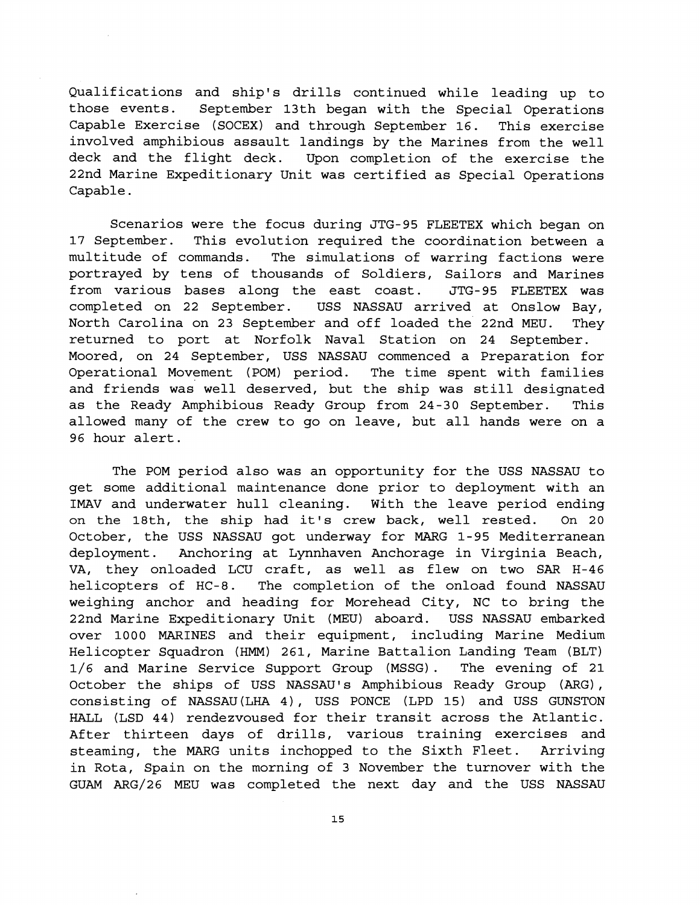Qualifications and ship's drills continued while leading up to those events. September 13th began with the Special Operations Capable Exercise (SOCEX) and through September 16. This exercise involved amphibious assault landings by the Marines from the well deck and the flight deck. Upon completion of the exercise the 22nd Marine Expeditionary Unit was certified as Special Operations Capable.

Scenarios were the focus during JTG-95 FLEETEX which began on 17 September. This evolution required the coordination between a multitude of commands. The simulations of warring factions were portrayed by tens of thousands of Soldiers, Sailors and Marines from various bases along the east coast. JTG-95 FLEETEX was completed on 22 September. USS NASSAU arrived at Onslow Bay, North Carolina on 23 September and off loaded the 22nd MEU. They returned to port at Norfolk Naval Station on 24 September. Moored, on 24 September, USS NASSAU commenced a Preparation for Operational Movement (POM) period. The time spent with families and friends was well deserved, but the ship was still designated as the Ready Amphibious Ready Group from 24-30 September. This allowed many of the crew to go on leave, but all hands were on a 96 hour alert.

The POM period also was an opportunity for the USS NASSAU to get some additional maintenance done prior to deployment with an IMAV and underwater hull cleaning. With the leave period ending on the 18th, the ship had it's crew back, well rested. On 20 October, the USS NASSAU got underway for MARG 1-95 Mediterranean deployment. Anchoring at Lynnhaven Anchorage in Virginia Beach, VA, they onloaded LCU craft, as well as flew on two SAR H-46 helicopters of HC-8. The completion of the onload found NASSAU weighing anchor and heading for Morehead City, NC to bring the 22nd Marine Expeditionary Unit (MEU) aboard. USS NASSAU embarked over 1000 MARINES and their equipment, including Marine Medium Helicopter Squadron (HMM) 261, Marine Battalion Landing Team (BLT) 1/6 and Marine Service Support Group (MSSG). The evening of 21 October the ships of USS NASSAU's Amphibious Ready Group (ARG), consisting of NASSAU(LHA 4), USS PONCE (LPD 15) and USS GUNSTON HALL (LSD 44) rendezvoused for their transit across the Atlantic. After thirteen days of drills, various training exercises and steaming, the MARG units inchopped to the Sixth Fleet. Arriving in Rota, Spain on the morning of 3 November the turnover with the GUAM ARG/26 MEU was completed the next day and the USS NASSAU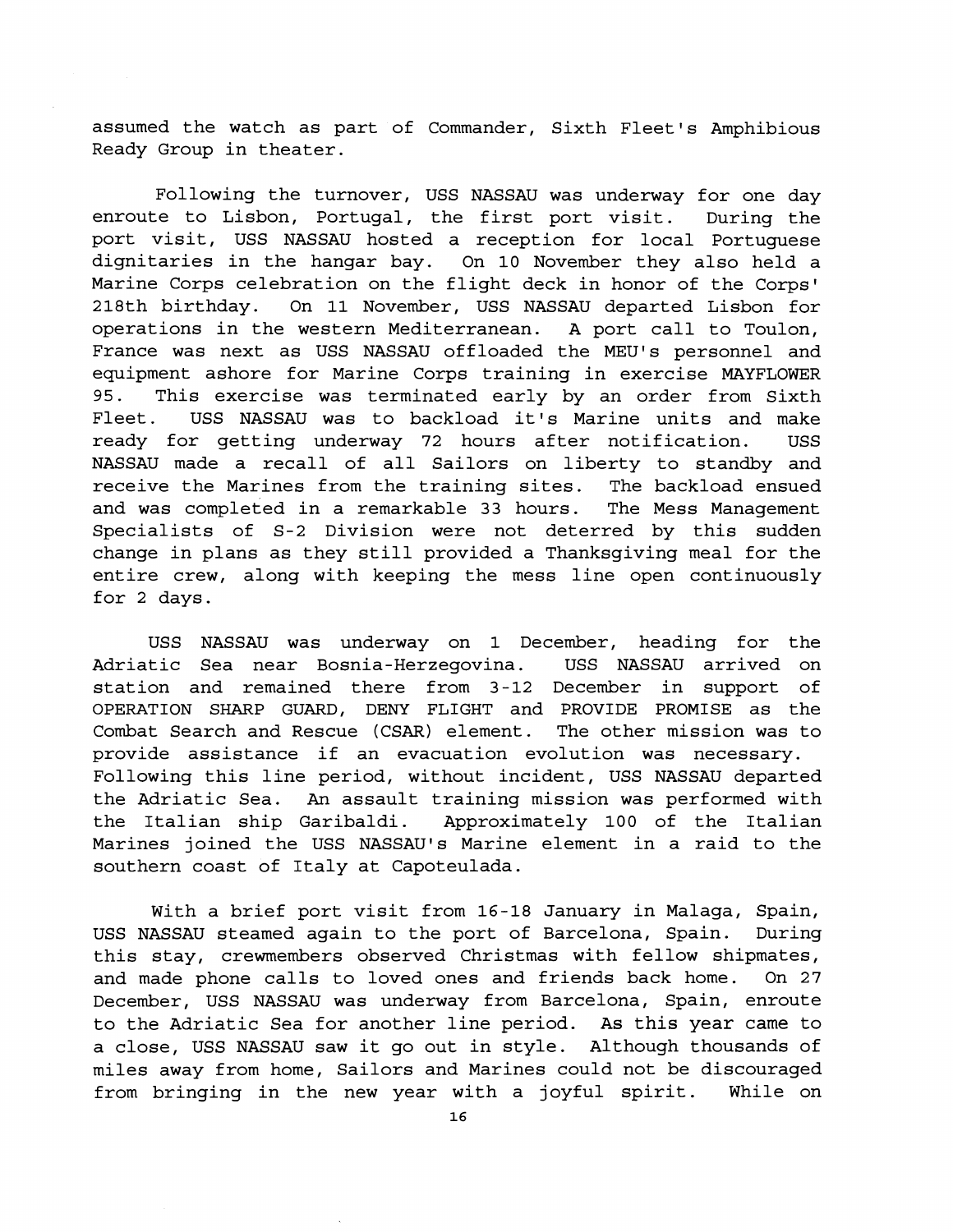assumed the watch as part of Commander, Sixth Fleet's Amphibious Ready Group in theater.

Following the turnover, USS NASSAU was underway for one day enroute to Lisbon, Portugal, the first port visit. During the port visit, USS NASSAU hosted a reception for local Portuguese dignitaries in the hangar bay. On 10 November they also held a Marine Corps celebration on the flight deck in honor of the Corps' 218th birthday. On 11 November, USS NASSAU departed Lisbon for operations in the western Mediterranean. A port call to Toulon, France was next as USS NASSAU offloaded the MEU's personnel and equipment ashore for Marine Corps training in exercise MAYFLOWER 95. This exercise was terminated early by an order from Sixth Fleet. USS NASSAU was to backload it's Marine units and make ready for getting underway 72 hours after notification. USS NASSAU made a recall of all Sailors on liberty to standby and receive the Marines from the training sites. The backload ensued and was completed in a remarkable 33 hours. The Mess Management Specialists of S-2 Division were not deterred by this sudden change in plans as they still provided a Thanksgiving meal for the entire crew, along with keeping the mess line open continuously for 2 days.

USS NASSAU was underway on 1 December, heading for the Adriatic Sea near Bosnia-Herzegovina. USS NASSAU arrived on station and remained there from 3-12 December in support of OPERATION SHARP GUARD, DENY FLIGHT and PROVIDE PROMISE as the Combat Search and Rescue (CSAR) element. The other mission was to provide assistance if an evacuation evolution was necessary. Following this line period, without incident, USS NASSAU departed the Adriatic Sea. An assault training mission was performed with the Italian ship Garibaldi. Approximately 100 of the Italian Marines joined the USS NASSAU's Marine element in a raid to the southern coast of Italy at Capoteulada.

With a brief port visit from 16-18 January in Malaga, Spain, USS NASSAU steamed again to the port of Barcelona, Spain. During this stay, crewmembers observed Christmas with fellow shipmates, and made phone calls to loved ones and friends back home. On 27 December, USS NASSAU was underway from Barcelona, Spain, enroute to the Adriatic Sea for another line period. As this year came to a close, USS NASSAU saw it go out in style. Although thousands of miles away from home, Sailors and Marines could not be discouraged from bringing in the new year with a joyful spirit. While on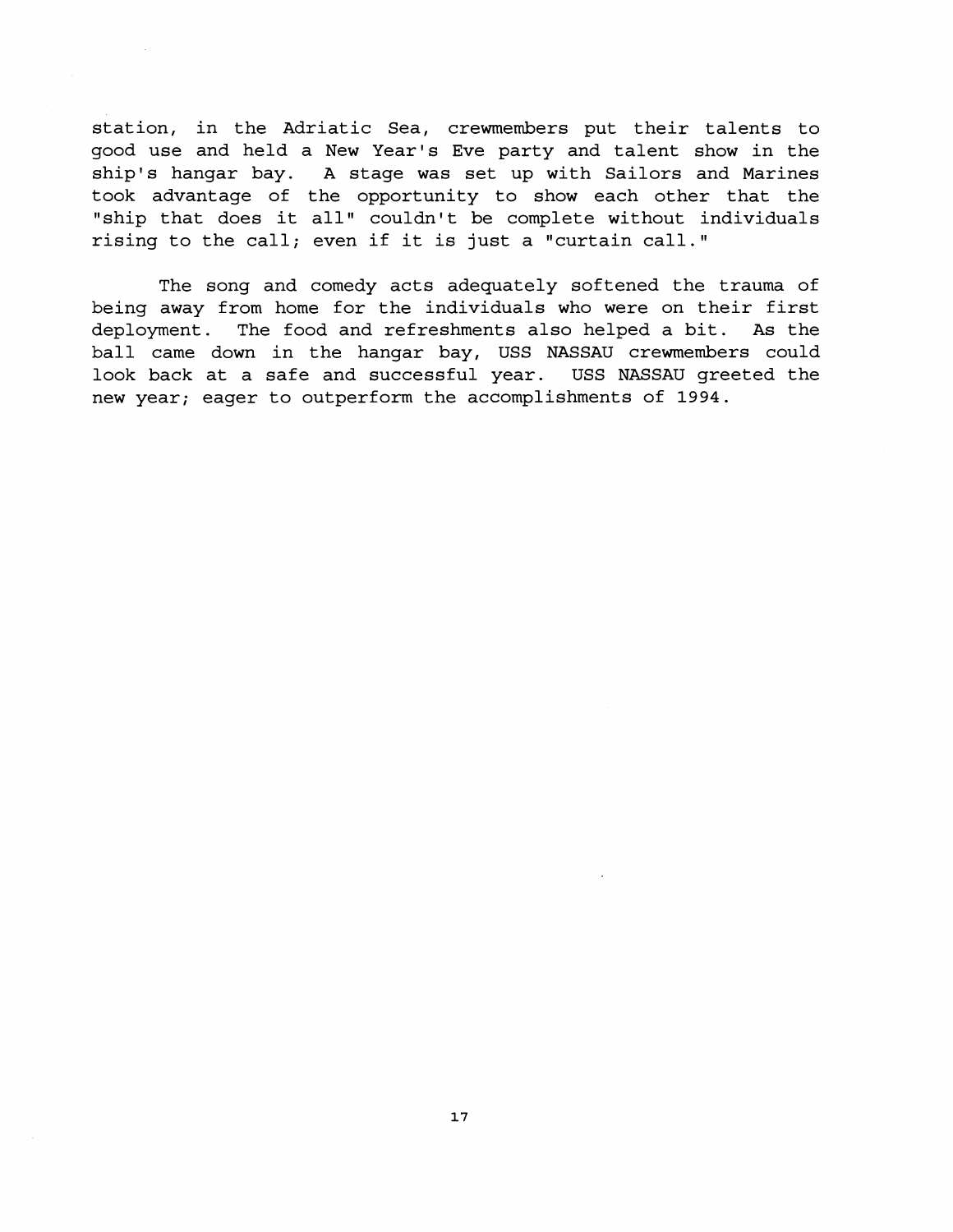station, in the Adriatic Sea, crewmembers put their talents to good use and held a New Year's Eve party and talent show in the ship's hangar bay. A stage was set up with Sailors and Marines took advantage of the opportunity to show each other that the "ship that does it all" couldn't be complete without individuals rising to the call; even if it is just a "curtain call."

The song and comedy acts adequately softened the trauma of being away from home for the individuals who were on their first deployment. The food and refreshments also helped a bit. As the ball came down in the hangar bay, USS NASSAU crewmembers could look back at a safe and successful year. USS NASSAU greeted the new year; eager to outperform the accomplishments of 1994.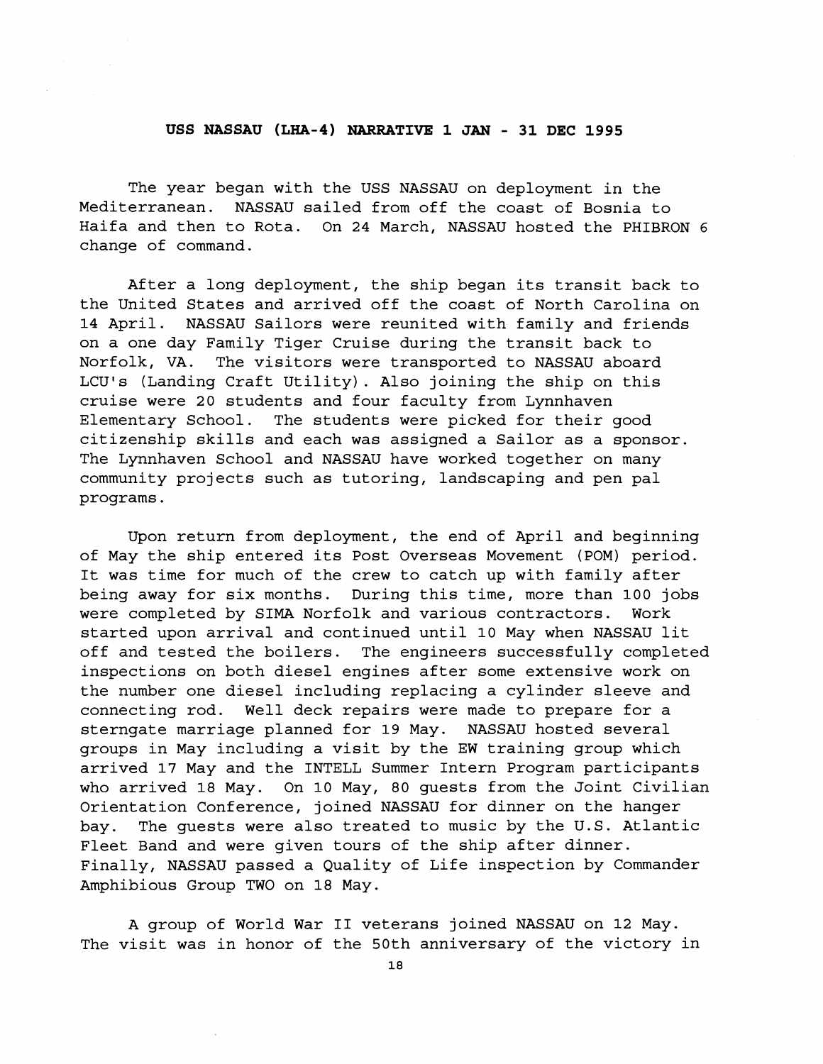**USS NASSAU (LHA-4) NARRATIVE 1 JAN - 31 DEC 1995**

The year began with the USS NASSAU on deployment in the Mediterranean. NASSAU sailed from off the coast of Bosnia to Haifa and then to Rota. On 24 March, NASSAU hosted the PHIBRON 6 change of command.

After a long deployment, the ship began its transit back to the United States and arrived off the coast of North Carolina on 14 April. NASSAU Sailors were reunited with family and friends on a one day Family Tiger Cruise during the transit back to Norfolk, VA. The visitors were transported to NASSAU aboard LCU's (Landing Craft Utility). Also joining the ship on this cruise were 20 students and four faculty from Lynnhaven Elementary School. The students were picked for their good citizenship skills and each was assigned a Sailor as a sponsor. The Lynnhaven School and NASSAU have worked together on many community projects such as tutoring, landscaping and pen pal programs.

Upon return from deployment, the end of April and beginning of May the ship entered its Post Overseas Movement (POM) period. It was time for much of the crew to catch up with family after being away for six months. During this time, more than 100 jobs were completed by SIMA Norfolk and various contractors. Work started upon arrival and continued until 10 May when NASSAU lit off and tested the boilers. The engineers successfully completed inspections on both diesel engines after some extensive work on the number one diesel including replacing a cylinder sleeve and connecting rod. Well deck repairs were made to prepare for a sterngate marriage planned for 19 May. NASSAU hosted several groups in May including a visit by the EW training group which arrived 17 May and the INTELL Summer Intern Program participants who arrived 18 May. On 10 May, 80 guests from the Joint Civilian Orientation Conference, joined NASSAU for dinner on the hanger bay. The guests were also treated to music by the U.S. Atlantic Fleet Band and were given tours of the ship after dinner. Finally, NASSAU passed a Quality of Life inspection by Commander Amphibious Group TWO on 18 May.

A group of World War II veterans joined NASSAU on 12 May. The visit was in honor of the 50th anniversary of the victory in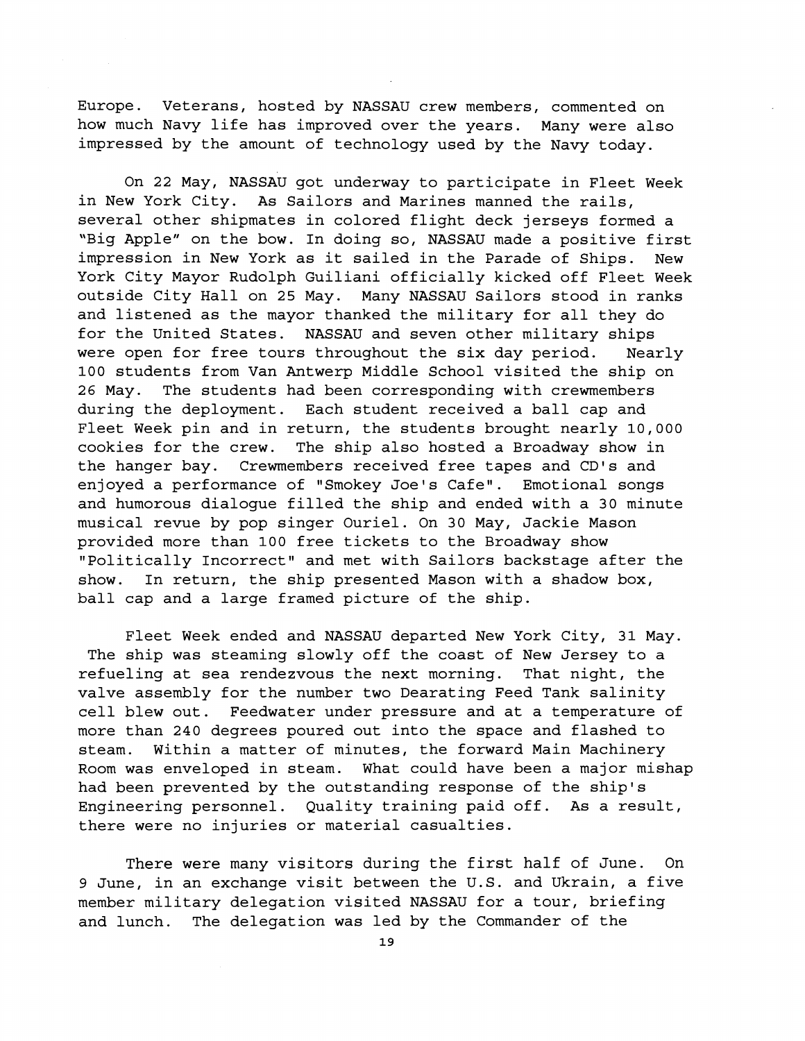Europe. Veterans, hosted by NASSAU crew members, commented on how much Navy life has improved over the years. Many were also impressed by the amount of technology used by the Navy today.

On 22 May, NASSAU got underway to participate in Fleet Week in New York City. As Sailors and Marines manned the rails, several other shipmates in colored flight deck jerseys formed a "Big Apple" on the bow. In doing so, NASSAU made a positive first impression in New York as it sailed in the Parade of Ships. New York City Mayor Rudolph Guiliani officially kicked off Fleet Week outside City Hall on 25 May. Many NASSAU Sailors stood in ranks and listened as the mayor thanked the military for all they do for the United States. NASSAU and seven other military ships were open for free tours throughout the six day period. Nearly 100 students from Van Antwerp Middle School visited the ship on 26 May. The students had been corresponding with crewmembers during the deployment. Each student received a ball cap and Fleet Week pin and in return, the students brought nearly 10,000 cookies for the crew. The ship also hosted a Broadway show in the hanger bay. Crewmembers received free tapes and CD's and enjoyed a performance of "Smokey Joe's Cafe". Emotional songs and humorous dialogue filled the ship and ended with a 30 minute musical revue by pop singer Ouriel. On 30 May, Jackie Mason provided more than 100 free tickets to the Broadway show "Politically Incorrect" and met with Sailors backstage after the show. In return, the ship presented Mason with a shadow box, ball cap and a large framed picture of the ship.

Fleet Week ended and NASSAU departed New York City, 31 May. The ship was steaming slowly off the coast of New Jersey to a refueling at sea rendezvous the next morning. That night, the valve assembly for the number two Dearating Feed Tank salinity cell blew out. Feedwater under pressure and at a temperature of more than 240 degrees poured out into the space and flashed to steam. Within a matter of minutes, the forward Main Machinery Room was enveloped in steam. What could have been a major mishap had been prevented by the outstanding response of the ship's Engineering personnel. Quality training paid off. As a result, there were no injuries or material casualties.

There were many visitors during the first half of June. On 9 June, in an exchange visit between the U.S. and Ukrain, a five member military delegation visited NASSAU for a tour, briefing and lunch. The delegation was led by the Commander of the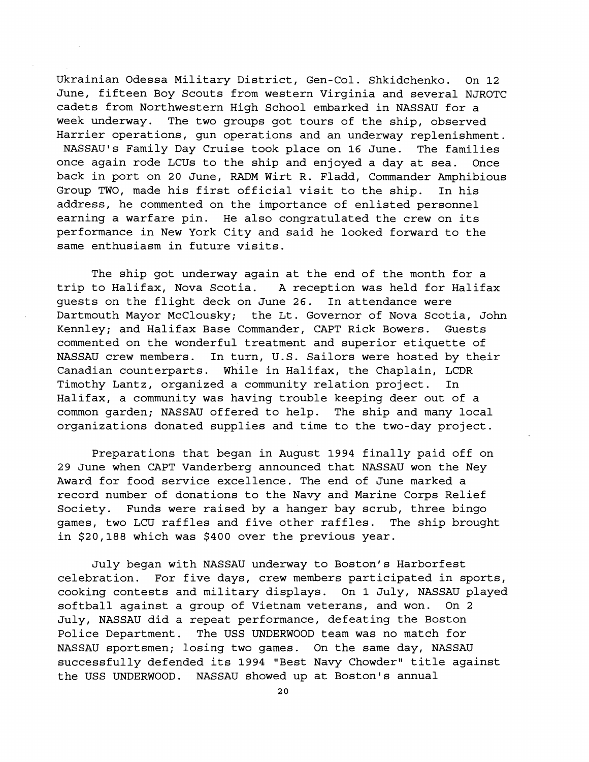Ukrainian Odessa Military District, Gen-Col. Shkidchenko. On 12 June, fifteen Boy Scouts from western Virginia and several NJROTC cadets from Northwestern High School embarked in NASSAU for a week underway. The two groups got tours of the ship, observed Harrier operations, gun operations and an underway replenishment. NASSAU's Family Day Cruise took place on 16 June. The families once again rode LCUs to the ship and enjoyed a day at sea. Once back in port on 20 June, RADM Wirt R. Fladd, Commander Amphibious Group TWO, made his first official visit to the ship. In his address, he commented on the importance of enlisted personnel earning a warfare pin. He also congratulated the crew on its performance in New York City and said he looked forward to the same enthusiasm in future visits.

The ship got underway again at the end of the month for a trip to Halifax, Nova Scotia. A reception was held for Halifax guests on the flight deck on June 26. In attendance were Dartmouth Mayor McClousky; the Lt. Governor of Nova Scotia, John Kennley; and Halifax Base Commander, CAPT Rick Bowers. Guests commented on the wonderful treatment and superior etiquette of NASSAU crew members. In turn, U.S. Sailors were hosted by their Canadian counterparts. While in Halifax, the Chaplain, LCDR Timothy Lantz, organized a community relation project. In Halifax, a community was having trouble keeping deer out of a common garden; NASSAU offered to help. The ship and many local organizations donated supplies and time to the two-day project.

Preparations that began in August 1994 finally paid off on 29 June when CAPT Vanderberg announced that NASSAU won the Ney Award for food service excellence. The end of June marked a record number of donations to the Navy and Marine Corps Relief Society. Funds were raised by a hanger bay scrub, three bingo games, two LCU raffles and five other raffles. The ship brought in $20,188 which was $400 over the previous year.

July began with NASSAU underway to Boston's Harborfest celebration. For five days, crew members participated in sports, cooking contests and military displays. On 1 July, NASSAU played softball against a group of Vietnam veterans, and won. On 2 July, NASSAU did a repeat performance, defeating the Boston Police Department. The USS UNDERWOOD team was no match for NASSAU sportsmen; losing two games. On the same day, NASSAU successfully defended its 1994 "Best Navy Chowder" title against the USS UNDERWOOD. NASSAU showed up at Boston's annual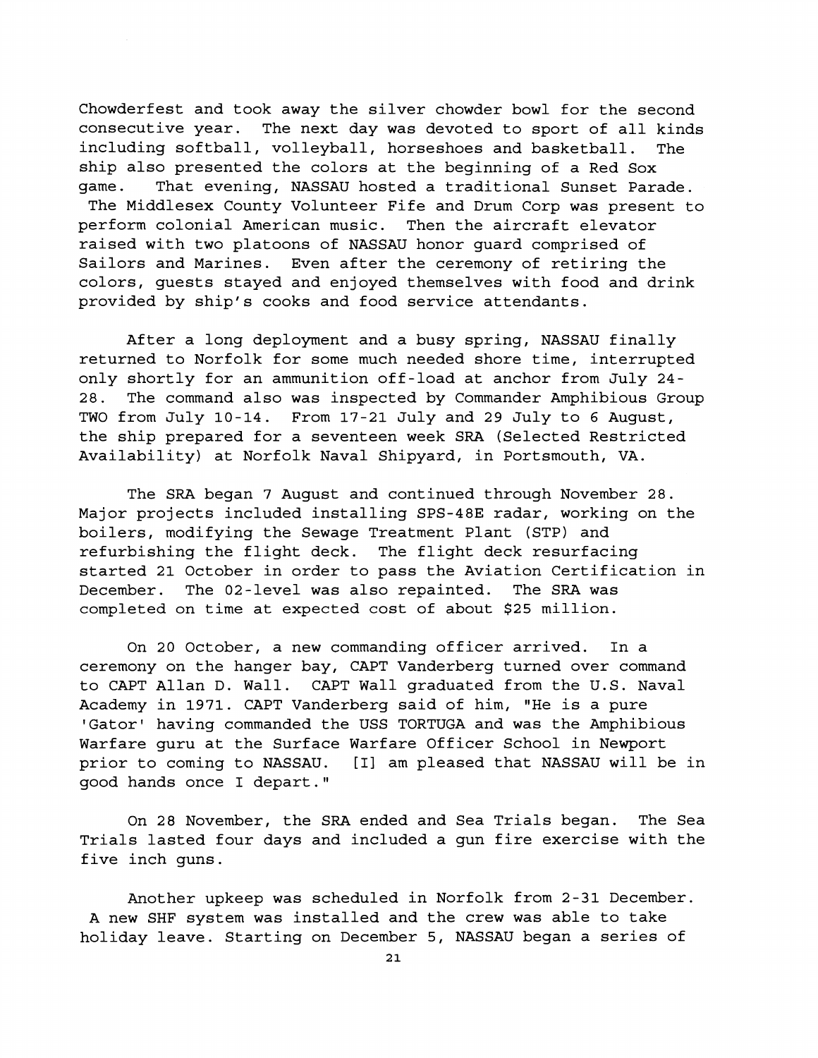Chowderfest and took away the silver chowder bowl for the second consecutive year. The next day was devoted to sport of all kinds including softball, volleyball, horseshoes and basketball. The ship also presented the colors at the beginning of a Red Sox game. That evening, NASSAU hosted a traditional Sunset Parade. The Middlesex County Volunteer Fife and Drum Corp was present to perform colonial American music. Then the aircraft elevator raised with two platoons of NASSAU honor guard comprised of Sailors and Marines. Even after the ceremony of retiring the colors, guests stayed and enjoyed themselves with food and drink provided by ship's cooks and food service attendants.

After a long deployment and a busy spring, NASSAU finally returned to Norfolk for some much needed shore time, interrupted only shortly for an ammunition off-load at anchor from July 24-28. The command also was inspected by Commander Amphibious Group TWO from July 10-14. From 17-21 July and 29 July to 6 August, the ship prepared for a seventeen week SRA (Selected Restricted Availability) at Norfolk Naval Shipyard, in Portsmouth, VA.

The SRA began 7 August and continued through November 28. Major projects included installing SPS-48E radar, working on the boilers, modifying the Sewage Treatment Plant (STP) and refurbishing the flight deck. The flight deck resurfacing started 21 October in order to pass the Aviation Certification in December. The 02-level was also repainted. The SRA was completed on time at expected cost of about $25 million.

On 20 October, a new commanding officer arrived. In a ceremony on the hanger bay, CAPT Vanderberg turned over command to CAPT Allan D. Wall. CAPT Wall graduated from the U.S. Naval Academy in 1971. CAPT Vanderberg said of him, "He is a pure 'Gator' having commanded the USS TORTUGA and was the Amphibious Warfare guru at the Surface Warfare Officer School in Newport prior to coming to NASSAU. [I] am pleased that NASSAU will be in good hands once I depart."

On 28 November, the SRA ended and Sea Trials began. The Sea Trials lasted four days and included a gun fire exercise with the five inch guns.

Another upkeep was scheduled in Norfolk from 2-31 December. A new SHF system was installed and the crew was able to take holiday leave. Starting on December 5, NASSAU began a series of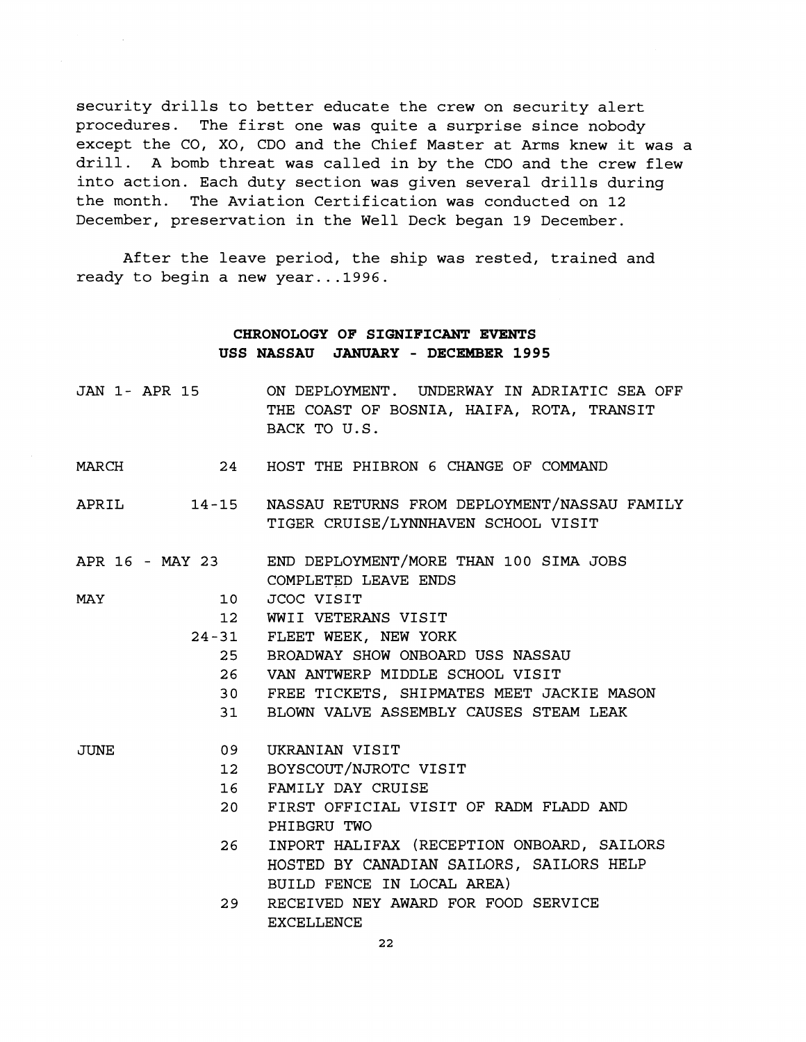security drills to better educate the crew on security alert procedures. The first one was quite a surprise since nobody except the CO, XO, CDO and the Chief Master at Arms knew it was a drill. A bomb threat was called in by the CDO and the crew flew into action. Each duty section was given several drills during the month. The Aviation Certification was conducted on 12 December, preservation in the Well Deck began 19 December.

After the leave period, the ship was rested, trained and ready to begin a new year...1996.

## CHRONOLOGY OF SIGNIFICANT EVENTS
## USS NASSAU JANUARY - DECEMBER 1995

| | | |
|---|---|---|
| JAN 1- APR 15 | | ON DEPLOYMENT. UNDERWAY IN ADRIATIC SEA OFF THE COAST OF BOSNIA, HAIFA, ROTA, TRANSIT BACK TO U.S. |
| MARCH | 24 | HOST THE PHIBRON 6 CHANGE OF COMMAND |
| APRIL | 14-15 | NASSAU RETURNS FROM DEPLOYMENT/NASSAU FAMILY TIGER CRUISE/LYNNHAVEN SCHOOL VISIT |
| APR 16 - MAY 23 | | END DEPLOYMENT/MORE THAN 100 SIMA JOBS COMPLETED LEAVE ENDS |
| MAY | 10 | JCOC VISIT |
| | 12 | WWII VETERANS VISIT |
| | 24-31 | FLEET WEEK, NEW YORK |
| | 25 | BROADWAY SHOW ONBOARD USS NASSAU |
| | 26 | VAN ANTWERP MIDDLE SCHOOL VISIT |
| | 30 | FREE TICKETS, SHIPMATES MEET JACKIE MASON |
| | 31 | BLOWN VALVE ASSEMBLY CAUSES STEAM LEAK |
| JUNE | 09 | UKRANIAN VISIT |
| | 12 | BOYSCOUT/NJROTC VISIT |
| | 16 | FAMILY DAY CRUISE |
| | 20 | FIRST OFFICIAL VISIT OF RADM FLADD AND PHIBGRU TWO |
| | 26 | INPORT HALIFAX (RECEPTION ONBOARD, SAILORS HOSTED BY CANADIAN SAILORS, SAILORS HELP BUILD FENCE IN LOCAL AREA) |
| | 29 | RECEIVED NEY AWARD FOR FOOD SERVICE EXCELLENCE |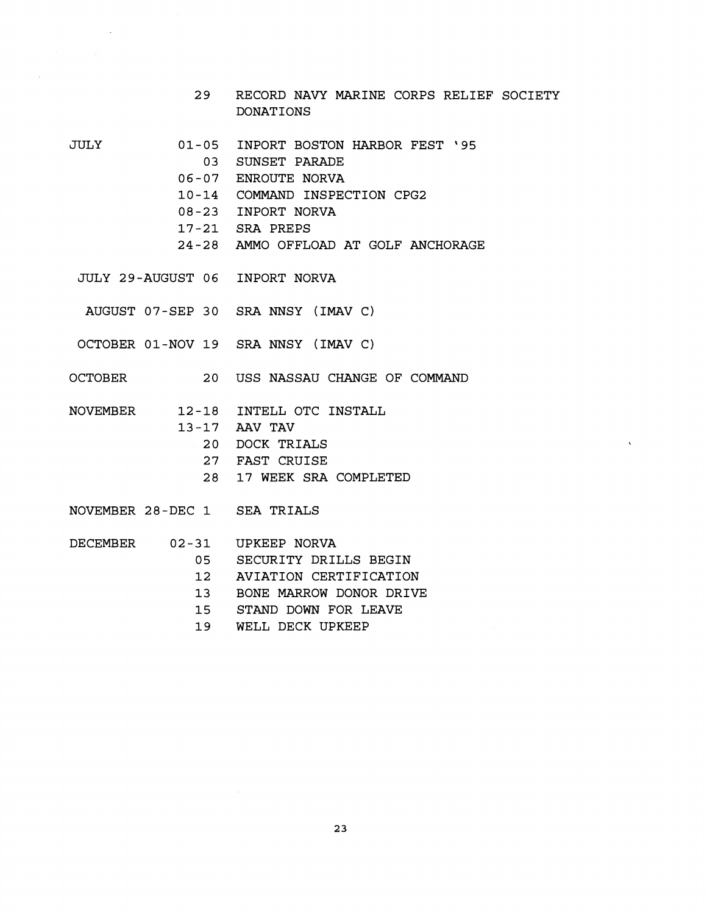| | | |
|---|---|---|
| | 29 | RECORD NAVY MARINE CORPS RELIEF SOCIETY DONATIONS |
| JULY | 01-05 | INPORT BOSTON HARBOR FEST '95 |
| | 03 | SUNSET PARADE |
| | 06-07 | ENROUTE NORVA |
| | 10-14 | COMMAND INSPECTION CPG2 |
| | 08-23 | INPORT NORVA |
| | 17-21 | SRA PREPS |
| | 24-28 | AMMO OFFLOAD AT GOLF ANCHORAGE |
| JULY 29-AUGUST 06 | | INPORT NORVA |
| AUGUST 07-SEP 30 | | SRA NNSY (IMAV C) |
| OCTOBER 01-NOV 19 | | SRA NNSY (IMAV C) |
| OCTOBER | 20 | USS NASSAU CHANGE OF COMMAND |
| NOVEMBER | 12-18 | INTELL OTC INSTALL |
| | 13-17 | AAV TAV |
| | 20 | DOCK TRIALS |
| | 27 | FAST CRUISE |
| | 28 | 17 WEEK SRA COMPLETED |
| NOVEMBER 28-DEC 1 | | SEA TRIALS |
| DECEMBER | 02-31 | UPKEEP NORVA |
| | 05 | SECURITY DRILLS BEGIN |
| | 12 | AVIATION CERTIFICATION |
| | 13 | BONE MARROW DONOR DRIVE |
| | 15 | STAND DOWN FOR LEAVE |
| | 19 | WELL DECK UPKEEP |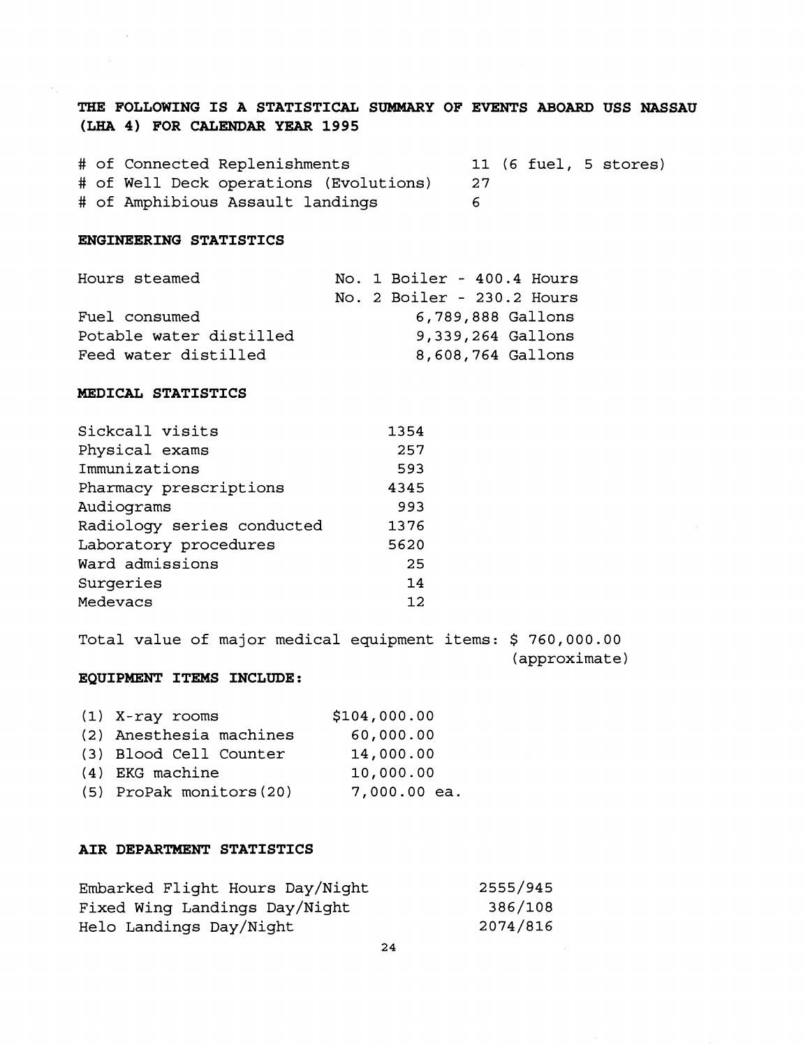**THE FOLLOWING IS A STATISTICAL SUMMARY OF EVENTS ABOARD USS NASSAU (LHA 4) FOR CALENDAR YEAR 1995**

| | |
|---|---|
| # of Connected Replenishments | 11 (6 fuel, 5 stores) |
| # of Well Deck operations (Evolutions) | 27 |
| # of Amphibious Assault landings | 6 |

**ENGINEERING STATISTICS**

| | |
|---|---|
| Hours steamed | No. 1 Boiler - 400.4 Hours |
| | No. 2 Boiler - 230.2 Hours |
| Fuel consumed | 6,789,888 Gallons |
| Potable water distilled | 9,339,264 Gallons |
| Feed water distilled | 8,608,764 Gallons |

**MEDICAL STATISTICS**

| | |
|---|---|
| Sickcall visits | 1354 |
| Physical exams | 257 |
| Immunizations | 593 |
| Pharmacy prescriptions | 4345 |
| Audiograms | 993 |
| Radiology series conducted | 1376 |
| Laboratory procedures | 5620 |
| Ward admissions | 25 |
| Surgeries | 14 |
| Medevacs | 12 |

Total value of major medical equipment items: $ 760,000.00 (approximate)

**EQUIPMENT ITEMS INCLUDE:**

| | |
|---|---|
| (1) X-ray rooms | $104,000.00 |
| (2) Anesthesia machines | 60,000.00 |
| (3) Blood Cell Counter | 14,000.00 |
| (4) EKG machine | 10,000.00 |
| (5) ProPak monitors(20) | 7,000.00 ea. |

**AIR DEPARTMENT STATISTICS**

| | |
|---|---|
| Embarked Flight Hours Day/Night | 2555/945 |
| Fixed Wing Landings Day/Night | 386/108 |
| Helo Landings Day/Night | 2074/816 |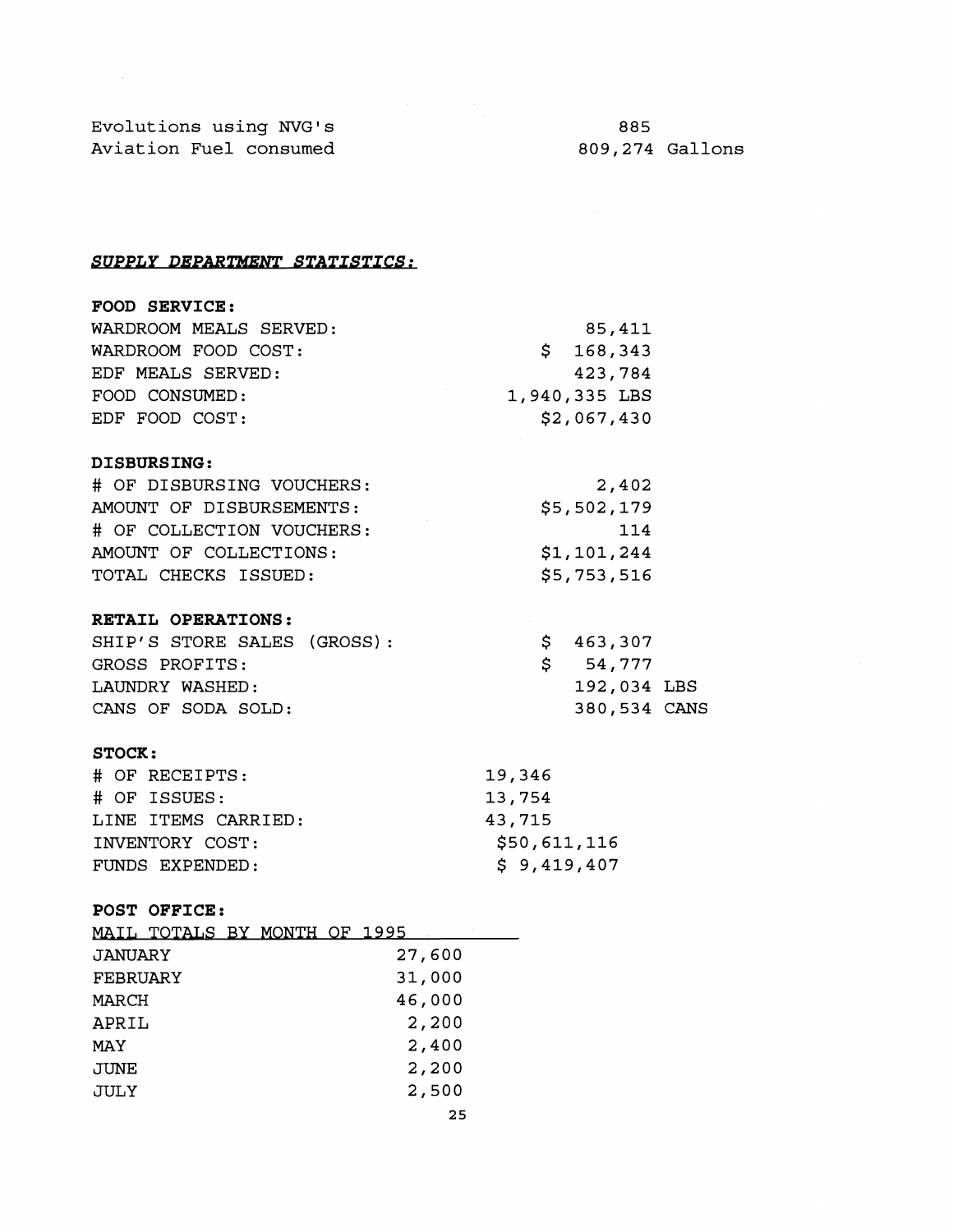| | |
|---|---|
| Evolutions using NVG's | 885 |
| Aviation Fuel consumed | 809,274 Gallons |

## ***SUPPLY DEPARTMENT STATISTICS:***

**FOOD SERVICE:**

| | |
|---|---|
| WARDROOM MEALS SERVED: | 85,411 |
| WARDROOM FOOD COST: | $ 168,343 |
| EDF MEALS SERVED: | 423,784 |
| FOOD CONSUMED: | 1,940,335 LBS |
| EDF FOOD COST: | $2,067,430 |

**DISBURSING:**

| | |
|---|---|
| # OF DISBURSING VOUCHERS: | 2,402 |
| AMOUNT OF DISBURSEMENTS: | $5,502,179 |
| # OF COLLECTION VOUCHERS: | 114 |
| AMOUNT OF COLLECTIONS: | $1,101,244 |
| TOTAL CHECKS ISSUED: | $5,753,516 |

**RETAIL OPERATIONS:**

| | |
|---|---|
| SHIP'S STORE SALES (GROSS): | $ 463,307 |
| GROSS PROFITS: | $ 54,777 |
| LAUNDRY WASHED: | 192,034 LBS |
| CANS OF SODA SOLD: | 380,534 CANS |

**STOCK:**

| | |
|---|---|
| # OF RECEIPTS: | 19,346 |
| # OF ISSUES: | 13,754 |
| LINE ITEMS CARRIED: | 43,715 |
| INVENTORY COST: | $50,611,116 |
| FUNDS EXPENDED: | $ 9,419,407 |

**POST OFFICE:**

| MAIL TOTALS BY MONTH OF 1995 | |
|---|---|
| JANUARY | 27,600 |
| FEBRUARY | 31,000 |
| MARCH | 46,000 |
| APRIL | 2,200 |
| MAY | 2,400 |
| JUNE | 2,200 |
| JULY | 2,500 |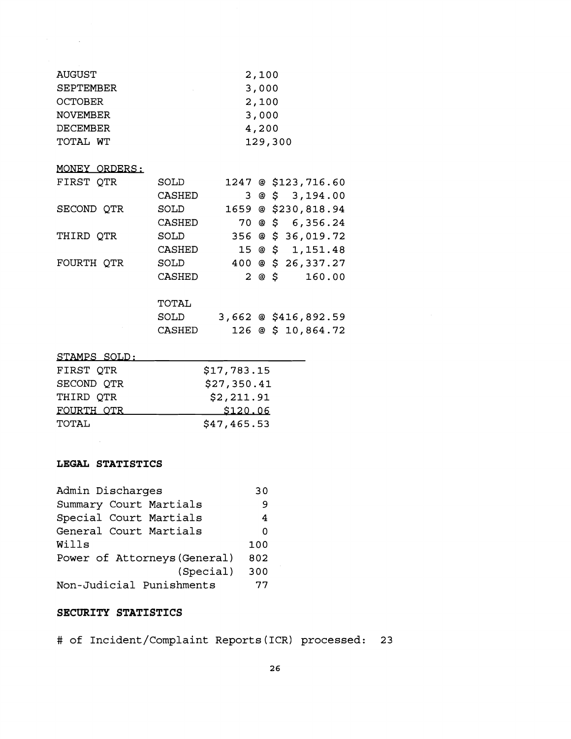| | |
|---|---|
| AUGUST | 2,100 |
| SEPTEMBER | 3,000 |
| OCTOBER | 2,100 |
| NOVEMBER | 3,000 |
| DECEMBER | 4,200 |
| TOTAL WT | 129,300 |

MONEY ORDERS:

| | | |
|---|---|---|
| FIRST QTR | SOLD | 1247 @ $123,716.60 |
| | CASHED | 3 @ $ 3,194.00 |
| SECOND QTR | SOLD | 1659 @ $230,818.94 |
| | CASHED | 70 @ $ 6,356.24 |
| THIRD QTR | SOLD | 356 @ $ 36,019.72 |
| | CASHED | 15 @ $ 1,151.48 |
| FOURTH QTR | SOLD | 400 @ $ 26,337.27 |
| | CASHED | 2 @ $ 160.00 |
| | TOTAL | |
| | SOLD | 3,662 @ $416,892.59 |
| | CASHED | 126 @ $ 10,864.72 |

STAMPS SOLD:

| | |
|---|---|
| FIRST QTR | $17,783.15 |
| SECOND QTR | $27,350.41 |
| THIRD QTR | $2,211.91 |
| FOURTH QTR | $120.06 |
| TOTAL | $47,465.53 |

**LEGAL STATISTICS**

| | |
|---|---|
| Admin Discharges | 30 |
| Summary Court Martials | 9 |
| Special Court Martials | 4 |
| General Court Martials | 0 |
| Wills | 100 |
| Power of Attorneys (General) | 802 |
| (Special) | 300 |
| Non-Judicial Punishments | 77 |

**SECURITY STATISTICS**

# of Incident/Complaint Reports (ICR) processed: 23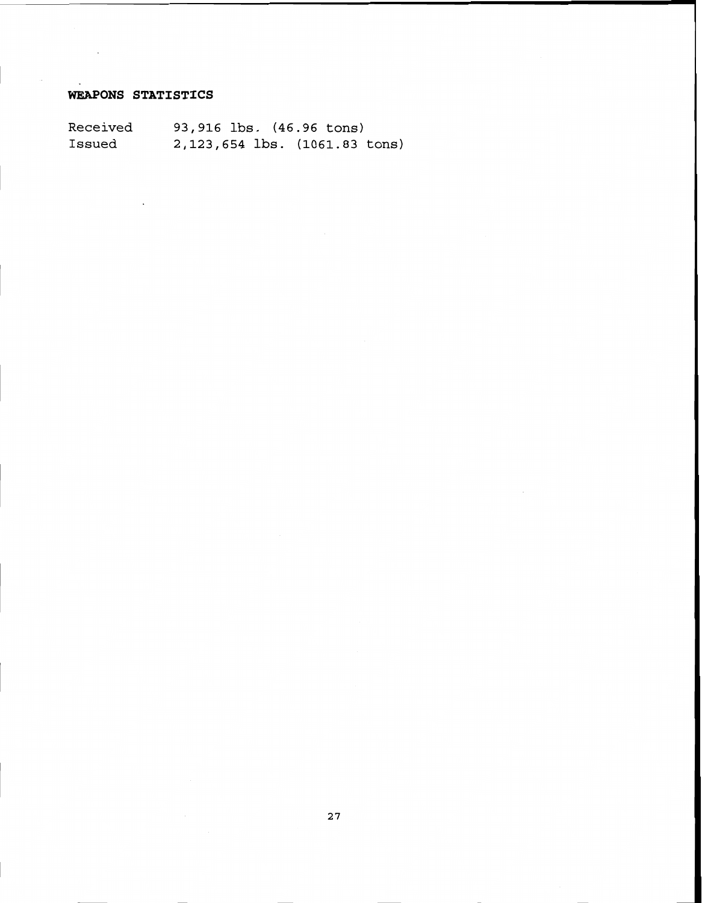**WEAPONS STATISTICS**

| | |
|---|---|
| Received | 93,916 lbs. (46.96 tons) |
| Issued | 2,123,654 lbs. (1061.83 tons) |